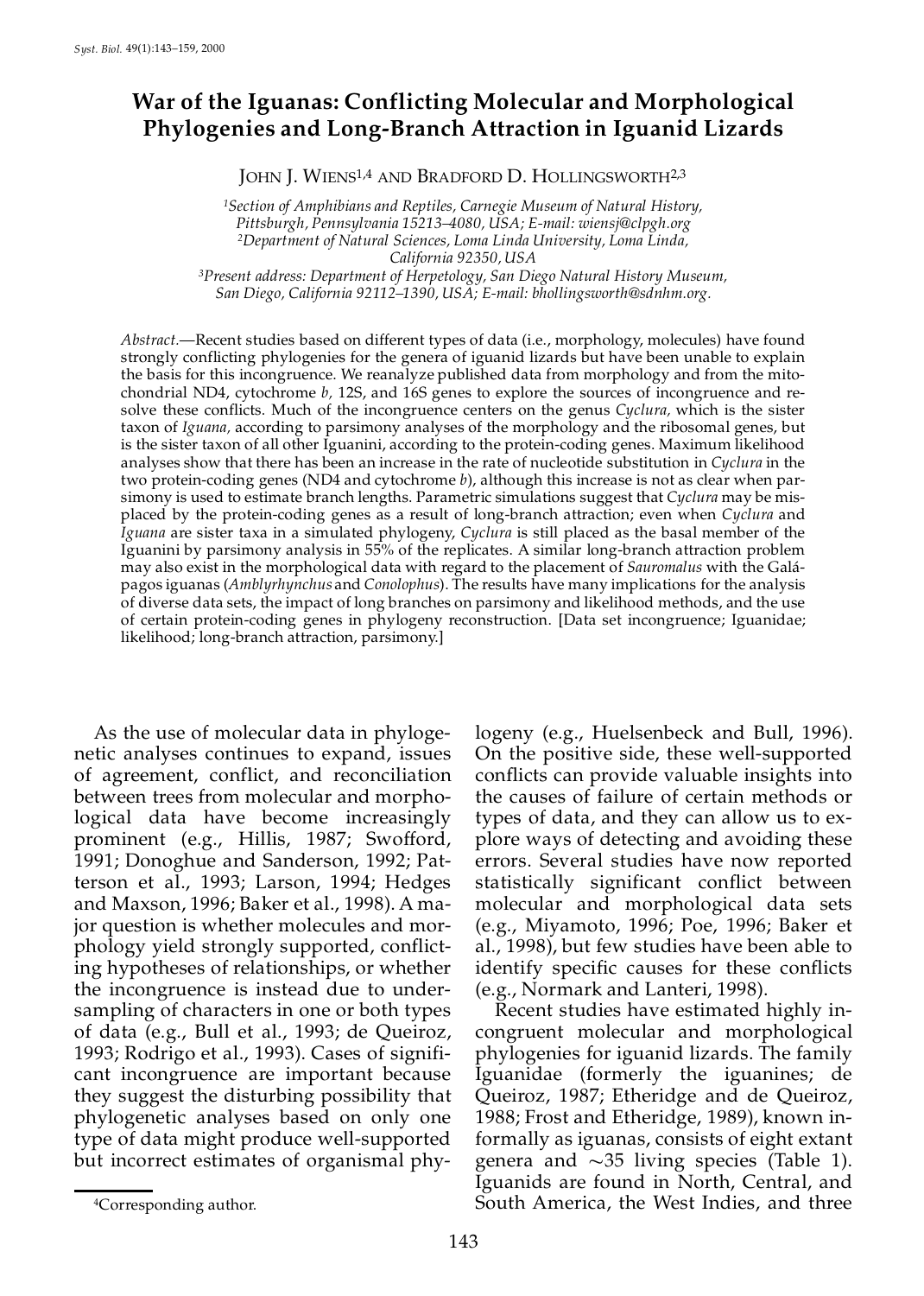# War of the Iguanas: Conflicting Molecular and Morphological Phylogenies and Long-Branch Attraction in Iguanid Lizards

John J. Wiens[1,4] and Bradford D. Hollingsworth[2,3]

[1]Section of Amphibians and Reptiles, Carnegie Museum of Natural History, Pittsburgh, Pennsylvania 15213–4080, USA; E-mail: wiensj@clpgh.org
[2]Department of Natural Sciences, Loma Linda University, Loma Linda, California 92350, USA
[3]Present address: Department of Herpetology, San Diego Natural History Museum, San Diego, California 92112–1390, USA; E-mail: bhollingsworth@sdnhm.org.

*Abstract.*—Recent studies based on different types of data (i.e., morphology, molecules) have found strongly conflicting phylogenies for the genera of iguanid lizards but have been unable to explain the basis for this incongruence. We reanalyze published data from morphology and from the mitochondrial ND4, cytochrome *b*, 12S, and 16S genes to explore the sources of incongruence and resolve these conflicts. Much of the incongruence centers on the genus *Cyclura*, which is the sister taxon of *Iguana*, according to parsimony analyses of the morphology and the ribosomal genes, but is the sister taxon of all other Iguanini, according to the protein-coding genes. Maximum likelihood analyses show that there has been an increase in the rate of nucleotide substitution in *Cyclura* in the two protein-coding genes (ND4 and cytochrome *b*), although this increase is not as clear when parsimony is used to estimate branch lengths. Parametric simulations suggest that *Cyclura* may be misplaced by the protein-coding genes as a result of long-branch attraction; even when *Cyclura* and *Iguana* are sister taxa in a simulated phylogeny, *Cyclura* is still placed as the basal member of the Iguanini by parsimony analysis in 55% of the replicates. A similar long-branch attraction problem may also exist in the morphological data with regard to the placement of *Sauromalus* with the Galápagos iguanas (*Amblyrhynchus* and *Conolophus*). The results have many implications for the analysis of diverse data sets, the impact of long branches on parsimony and likelihood methods, and the use of certain protein-coding genes in phylogeny reconstruction. [Data set incongruence; Iguanidae; likelihood; long-branch attraction, parsimony.]

As the use of molecular data in phylogenetic analyses continues to expand, issues of agreement, conflict, and reconciliation between trees from molecular and morphological data have become increasingly prominent (e.g., Hillis, 1987; Swofford, 1991; Donoghue and Sanderson, 1992; Patterson et al., 1993; Larson, 1994; Hedges and Maxson, 1996; Baker et al., 1998). A major question is whether molecules and morphology yield strongly supported, conflicting hypotheses of relationships, or whether the incongruence is instead due to undersampling of characters in one or both types of data (e.g., Bull et al., 1993; de Queiroz, 1993; Rodrigo et al., 1993). Cases of significant incongruence are important because they suggest the disturbing possibility that phylogenetic analyses based on only one type of data might produce well-supported but incorrect estimates of organismal phylogeny (e.g., Huelsenbeck and Bull, 1996). On the positive side, these well-supported conflicts can provide valuable insights into the causes of failure of certain methods or types of data, and they can allow us to explore ways of detecting and avoiding these errors. Several studies have now reported statistically significant conflict between molecular and morphological data sets (e.g., Miyamoto, 1996; Poe, 1996; Baker et al., 1998), but few studies have been able to identify specific causes for these conflicts (e.g., Normark and Lanteri, 1998).

Recent studies have estimated highly incongruent molecular and morphological phylogenies for iguanid lizards. The family Iguanidae (formerly the iguanines; de Queiroz, 1987; Etheridge and de Queiroz, 1988; Frost and Etheridge, 1989), known informally as iguanas, consists of eight extant genera and ~35 living species (Table 1). Iguanids are found in North, Central, and South America, the West Indies, and three

[4]Corresponding author.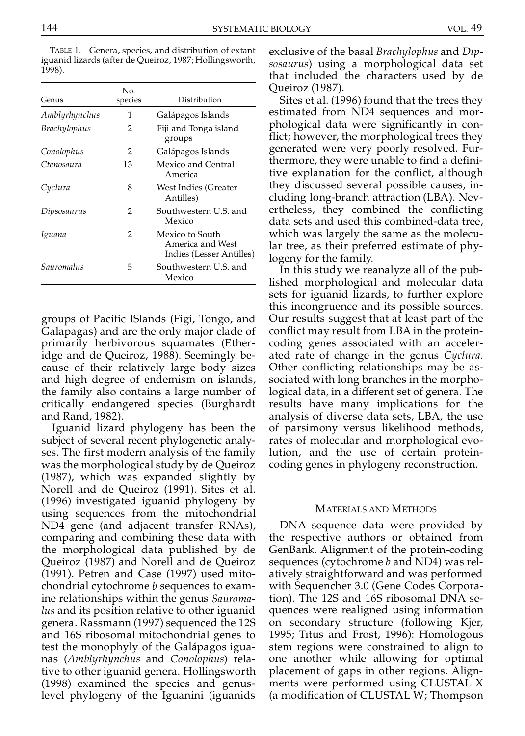TABLE 1. Genera, species, and distribution of extant iguanid lizards (after de Queiroz, 1987; Hollingsworth, 1998).

| Genus | No. species | Distribution |
|---|---|---|
| *Amblyrhynchus* | 1 | Galápagos Islands |
| *Brachylophus* | 2 | Fiji and Tonga island groups |
| *Conolophus* | 2 | Galápagos Islands |
| *Ctenosaura* | 13 | Mexico and Central America |
| *Cyclura* | 8 | West Indies (Greater Antilles) |
| *Dipsosaurus* | 2 | Southwestern U.S. and Mexico |
| *Iguana* | 2 | Mexico to South America and West Indies (Lesser Antilles) |
| *Sauromalus* | 5 | Southwestern U.S. and Mexico |

groups of Pacific ISlands (Figi, Tongo, and Galapagas) and are the only major clade of primarily herbivorous squamates (Etheridge and de Queiroz, 1988). Seemingly because of their relatively large body sizes and high degree of endemism on islands, the family also contains a large number of critically endangered species (Burghardt and Rand, 1982).

Iguanid lizard phylogeny has been the subject of several recent phylogenetic analyses. The first modern analysis of the family was the morphological study by de Queiroz (1987), which was expanded slightly by Norell and de Queiroz (1991). Sites et al. (1996) investigated iguanid phylogeny by using sequences from the mitochondrial ND4 gene (and adjacent transfer RNAs), comparing and combining these data with the morphological data published by de Queiroz (1987) and Norell and de Queiroz (1991). Petren and Case (1997) used mitochondrial cytochrome *b* sequences to examine relationships within the genus *Sauromalus* and its position relative to other iguanid genera. Rassmann (1997) sequenced the 12S and 16S ribosomal mitochondrial genes to test the monophyly of the Galápagos iguanas (*Amblyrhynchus* and *Conolophus*) relative to other iguanid genera. Hollingsworth (1998) examined the species and genus-level phylogeny of the Iguanini (iguanids exclusive of the basal *Brachylophus* and *Dipsosaurus*) using a morphological data set that included the characters used by de Queiroz (1987).

Sites et al. (1996) found that the trees they estimated from ND4 sequences and morphological data were significantly in conflict; however, the morphological trees they generated were very poorly resolved. Furthermore, they were unable to find a definitive explanation for the conflict, although they discussed several possible causes, including long-branch attraction (LBA). Nevertheless, they combined the conflicting data sets and used this combined-data tree, which was largely the same as the molecular tree, as their preferred estimate of phylogeny for the family.

In this study we reanalyze all of the published morphological and molecular data sets for iguanid lizards, to further explore this incongruence and its possible sources. Our results suggest that at least part of the conflict may result from LBA in the protein-coding genes associated with an accelerated rate of change in the genus *Cyclura.* Other conflicting relationships may be associated with long branches in the morphological data, in a different set of genera. The results have many implications for the analysis of diverse data sets, LBA, the use of parsimony versus likelihood methods, rates of molecular and morphological evolution, and the use of certain protein-coding genes in phylogeny reconstruction.

## MATERIALS AND METHODS

DNA sequence data were provided by the respective authors or obtained from GenBank. Alignment of the protein-coding sequences (cytochrome *b* and ND4) was relatively straightforward and was performed with Sequencher 3.0 (Gene Codes Corporation). The 12S and 16S ribosomal DNA sequences were realigned using information on secondary structure (following Kjer, 1995; Titus and Frost, 1996): Homologous stem regions were constrained to align to one another while allowing for optimal placement of gaps in other regions. Alignments were performed using CLUSTAL X (a modification of CLUSTAL W; Thompson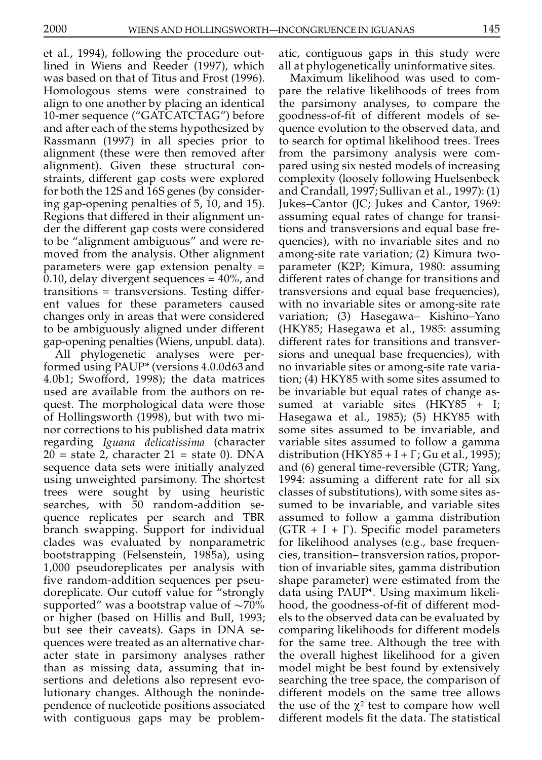et al., 1994), following the procedure outlined in Wiens and Reeder (1997), which was based on that of Titus and Frost (1996). Homologous stems were constrained to align to one another by placing an identical 10-mer sequence ("GATCATCTAG") before and after each of the stems hypothesized by Rassmann (1997) in all species prior to alignment (these were then removed after alignment). Given these structural constraints, different gap costs were explored for both the 12S and 16S genes (by considering gap-opening penalties of 5, 10, and 15). Regions that differed in their alignment under the different gap costs were considered to be "alignment ambiguous" and were removed from the analysis. Other alignment parameters were gap extension penalty = 0.10, delay divergent sequences = 40%, and transitions = transversions. Testing different values for these parameters caused changes only in areas that were considered to be ambiguously aligned under different gap-opening penalties (Wiens, unpubl. data).

All phylogenetic analyses were performed using PAUP* (versions 4.0.0d63 and 4.0b1; Swofford, 1998); the data matrices used are available from the authors on request. The morphological data were those of Hollingsworth (1998), but with two minor corrections to his published data matrix regarding *Iguana delicatissima* (character 20 = state 2, character 21 = state 0). DNA sequence data sets were initially analyzed using unweighted parsimony. The shortest trees were sought by using heuristic searches, with 50 random-addition sequence replicates per search and TBR branch swapping. Support for individual clades was evaluated by nonparametric bootstrapping (Felsenstein, 1985a), using 1,000 pseudoreplicates per analysis with five random-addition sequences per pseudoreplicate. Our cutoff value for "strongly supported" was a bootstrap value of ~70% or higher (based on Hillis and Bull, 1993; but see their caveats). Gaps in DNA sequences were treated as an alternative character state in parsimony analyses rather than as missing data, assuming that insertions and deletions also represent evolutionary changes. Although the nonindependence of nucleotide positions associated with contiguous gaps may be problematic, contiguous gaps in this study were all at phylogenetically uninformative sites.

Maximum likelihood was used to compare the relative likelihoods of trees from the parsimony analyses, to compare the goodness-of-fit of different models of sequence evolution to the observed data, and to search for optimal likelihood trees. Trees from the parsimony analysis were compared using six nested models of increasing complexity (loosely following Huelsenbeck and Crandall, 1997; Sullivan et al., 1997): (1) Jukes–Cantor (JC; Jukes and Cantor, 1969: assuming equal rates of change for transitions and transversions and equal base frequencies), with no invariable sites and no among-site rate variation; (2) Kimura two-parameter (K2P; Kimura, 1980: assuming different rates of change for transitions and transversions and equal base frequencies), with no invariable sites or among-site rate variation; (3) Hasegawa–Kishino–Yano (HKY85; Hasegawa et al., 1985: assuming different rates for transitions and transversions and unequal base frequencies), with no invariable sites or among-site rate variation; (4) HKY85 with some sites assumed to be invariable but equal rates of change assumed at variable sites (HKY85 + I; Hasegawa et al., 1985); (5) HKY85 with some sites assumed to be invariable, and variable sites assumed to follow a gamma distribution (HKY85 + I + $\Gamma$; Gu et al., 1995); and (6) general time-reversible (GTR; Yang, 1994: assuming a different rate for all six classes of substitutions), with some sites assumed to be invariable, and variable sites assumed to follow a gamma distribution (GTR + I + $\Gamma$). Specific model parameters for likelihood analyses (e.g., base frequencies, transition–transversion ratios, proportion of invariable sites, gamma distribution shape parameter) were estimated from the data using PAUP*. Using maximum likelihood, the goodness-of-fit of different models to the observed data can be evaluated by comparing likelihoods for different models for the same tree. Although the tree with the overall highest likelihood for a given model might be best found by extensively searching the tree space, the comparison of different models on the same tree allows the use of the $\chi^2$ test to compare how well different models fit the data. The statistical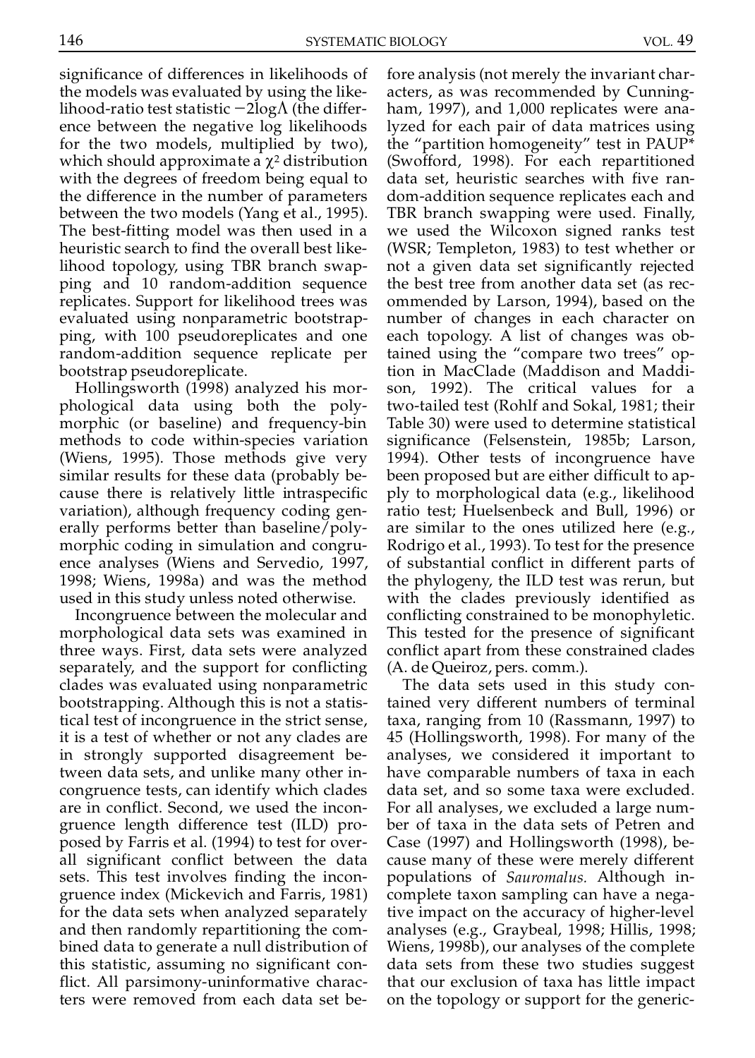significance of differences in likelihoods of the models was evaluated by using the likelihood-ratio test statistic $-2\log\Lambda$ (the difference between the negative log likelihoods for the two models, multiplied by two), which should approximate a $\chi^2$ distribution with the degrees of freedom being equal to the difference in the number of parameters between the two models (Yang et al., 1995). The best-fitting model was then used in a heuristic search to find the overall best likelihood topology, using TBR branch swapping and 10 random-addition sequence replicates. Support for likelihood trees was evaluated using nonparametric bootstrapping, with 100 pseudoreplicates and one random-addition sequence replicate per bootstrap pseudoreplicate.

Hollingsworth (1998) analyzed his morphological data using both the polymorphic (or baseline) and frequency-bin methods to code within-species variation (Wiens, 1995). Those methods give very similar results for these data (probably because there is relatively little intraspecific variation), although frequency coding generally performs better than baseline/polymorphic coding in simulation and congruence analyses (Wiens and Servedio, 1997, 1998; Wiens, 1998a) and was the method used in this study unless noted otherwise.

Incongruence between the molecular and morphological data sets was examined in three ways. First, data sets were analyzed separately, and the support for conflicting clades was evaluated using nonparametric bootstrapping. Although this is not a statistical test of incongruence in the strict sense, it is a test of whether or not any clades are in strongly supported disagreement between data sets, and unlike many other incongruence tests, can identify which clades are in conflict. Second, we used the incongruence length difference test (ILD) proposed by Farris et al. (1994) to test for overall significant conflict between the data sets. This test involves finding the incongruence index (Mickevich and Farris, 1981) for the data sets when analyzed separately and then randomly repartitioning the combined data to generate a null distribution of this statistic, assuming no significant conflict. All parsimony-uninformative characters were removed from each data set before analysis (not merely the invariant characters, as was recommended by Cunningham, 1997), and 1,000 replicates were analyzed for each pair of data matrices using the "partition homogeneity" test in PAUP* (Swofford, 1998). For each repartitioned data set, heuristic searches with five random-addition sequence replicates each and TBR branch swapping were used. Finally, we used the Wilcoxon signed ranks test (WSR; Templeton, 1983) to test whether or not a given data set significantly rejected the best tree from another data set (as recommended by Larson, 1994), based on the number of changes in each character on each topology. A list of changes was obtained using the "compare two trees" option in MacClade (Maddison and Maddison, 1992). The critical values for a two-tailed test (Rohlf and Sokal, 1981; their Table 30) were used to determine statistical significance (Felsenstein, 1985b; Larson, 1994). Other tests of incongruence have been proposed but are either difficult to apply to morphological data (e.g., likelihood ratio test; Huelsenbeck and Bull, 1996) or are similar to the ones utilized here (e.g., Rodrigo et al., 1993). To test for the presence of substantial conflict in different parts of the phylogeny, the ILD test was rerun, but with the clades previously identified as conflicting constrained to be monophyletic. This tested for the presence of significant conflict apart from these constrained clades (A. de Queiroz, pers. comm.).

The data sets used in this study contained very different numbers of terminal taxa, ranging from 10 (Rassmann, 1997) to 45 (Hollingsworth, 1998). For many of the analyses, we considered it important to have comparable numbers of taxa in each data set, and so some taxa were excluded. For all analyses, we excluded a large number of taxa in the data sets of Petren and Case (1997) and Hollingsworth (1998), because many of these were merely different populations of *Sauromalus.* Although incomplete taxon sampling can have a negative impact on the accuracy of higher-level analyses (e.g., Graybeal, 1998; Hillis, 1998; Wiens, 1998b), our analyses of the complete data sets from these two studies suggest that our exclusion of taxa has little impact on the topology or support for the generic-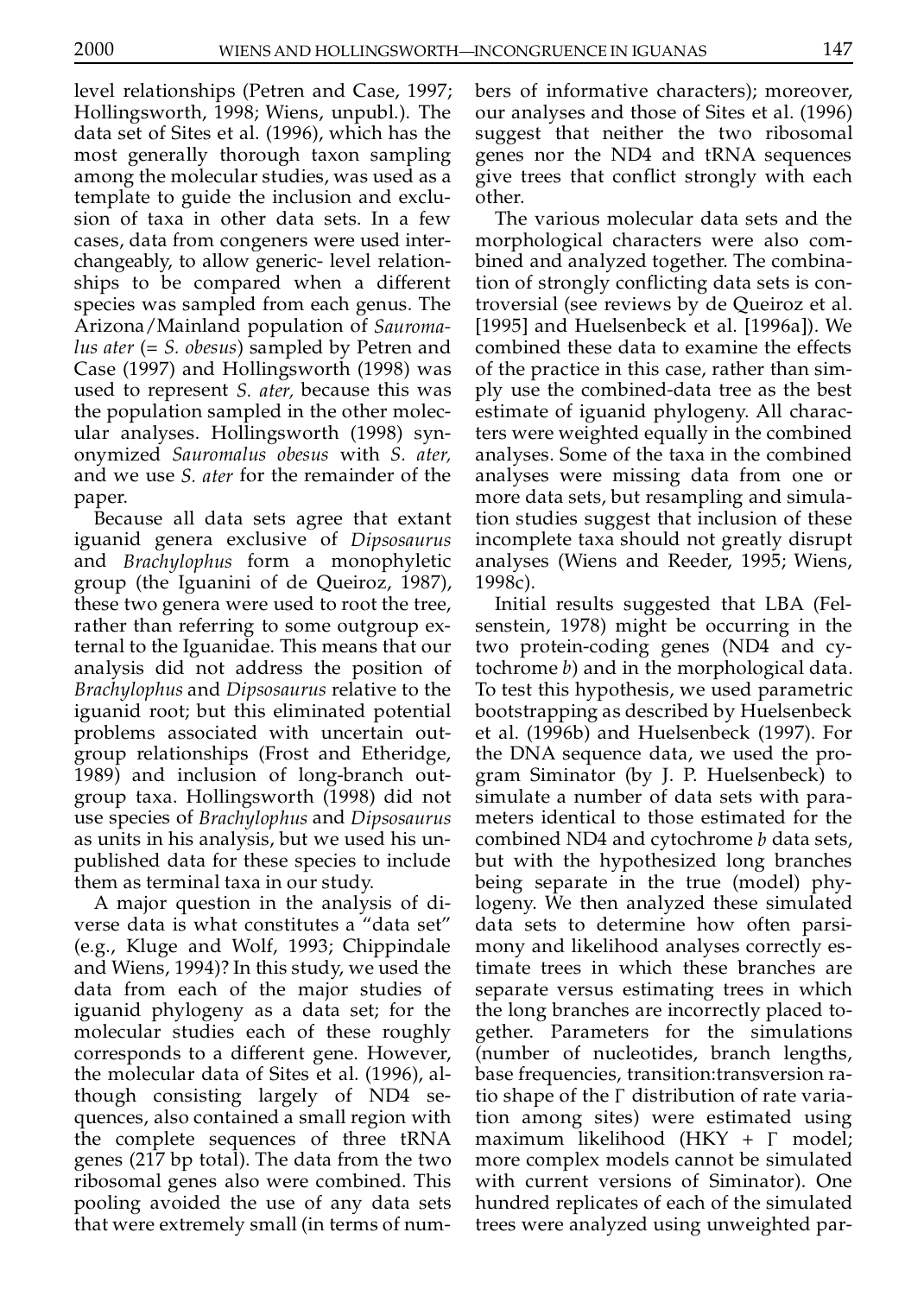level relationships (Petren and Case, 1997; Hollingsworth, 1998; Wiens, unpubl.). The data set of Sites et al. (1996), which has the most generally thorough taxon sampling among the molecular studies, was used as a template to guide the inclusion and exclusion of taxa in other data sets. In a few cases, data from congeners were used interchangeably, to allow generic- level relationships to be compared when a different species was sampled from each genus. The Arizona/Mainland population of *Sauromalus ater* (= *S. obesus*) sampled by Petren and Case (1997) and Hollingsworth (1998) was used to represent *S. ater,* because this was the population sampled in the other molecular analyses. Hollingsworth (1998) synonymized *Sauromalus obesus* with *S. ater,* and we use *S. ater* for the remainder of the paper.

Because all data sets agree that extant iguanid genera exclusive of *Dipsosaurus* and *Brachylophus* form a monophyletic group (the Iguanini of de Queiroz, 1987), these two genera were used to root the tree, rather than referring to some outgroup external to the Iguanidae. This means that our analysis did not address the position of *Brachylophus* and *Dipsosaurus* relative to the iguanid root; but this eliminated potential problems associated with uncertain outgroup relationships (Frost and Etheridge, 1989) and inclusion of long-branch outgroup taxa. Hollingsworth (1998) did not use species of *Brachylophus* and *Dipsosaurus* as units in his analysis, but we used his unpublished data for these species to include them as terminal taxa in our study.

A major question in the analysis of diverse data is what constitutes a "data set" (e.g., Kluge and Wolf, 1993; Chippindale and Wiens, 1994)? In this study, we used the data from each of the major studies of iguanid phylogeny as a data set; for the molecular studies each of these roughly corresponds to a different gene. However, the molecular data of Sites et al. (1996), although consisting largely of ND4 sequences, also contained a small region with the complete sequences of three tRNA genes (217 bp total). The data from the two ribosomal genes also were combined. This pooling avoided the use of any data sets that were extremely small (in terms of numbers of informative characters); moreover, our analyses and those of Sites et al. (1996) suggest that neither the two ribosomal genes nor the ND4 and tRNA sequences give trees that conflict strongly with each other.

The various molecular data sets and the morphological characters were also combined and analyzed together. The combination of strongly conflicting data sets is controversial (see reviews by de Queiroz et al. [1995] and Huelsenbeck et al. [1996a]). We combined these data to examine the effects of the practice in this case, rather than simply use the combined-data tree as the best estimate of iguanid phylogeny. All characters were weighted equally in the combined analyses. Some of the taxa in the combined analyses were missing data from one or more data sets, but resampling and simulation studies suggest that inclusion of these incomplete taxa should not greatly disrupt analyses (Wiens and Reeder, 1995; Wiens, 1998c).

Initial results suggested that LBA (Felsenstein, 1978) might be occurring in the two protein-coding genes (ND4 and cytochrome *b*) and in the morphological data. To test this hypothesis, we used parametric bootstrapping as described by Huelsenbeck et al. (1996b) and Huelsenbeck (1997). For the DNA sequence data, we used the program Siminator (by J. P. Huelsenbeck) to simulate a number of data sets with parameters identical to those estimated for the combined ND4 and cytochrome *b* data sets, but with the hypothesized long branches being separate in the true (model) phylogeny. We then analyzed these simulated data sets to determine how often parsimony and likelihood analyses correctly estimate trees in which these branches are separate versus estimating trees in which the long branches are incorrectly placed together. Parameters for the simulations (number of nucleotides, branch lengths, base frequencies, transition:transversion ratio shape of the $\Gamma$ distribution of rate variation among sites) were estimated using maximum likelihood (HKY + $\Gamma$ model; more complex models cannot be simulated with current versions of Siminator). One hundred replicates of each of the simulated trees were analyzed using unweighted par-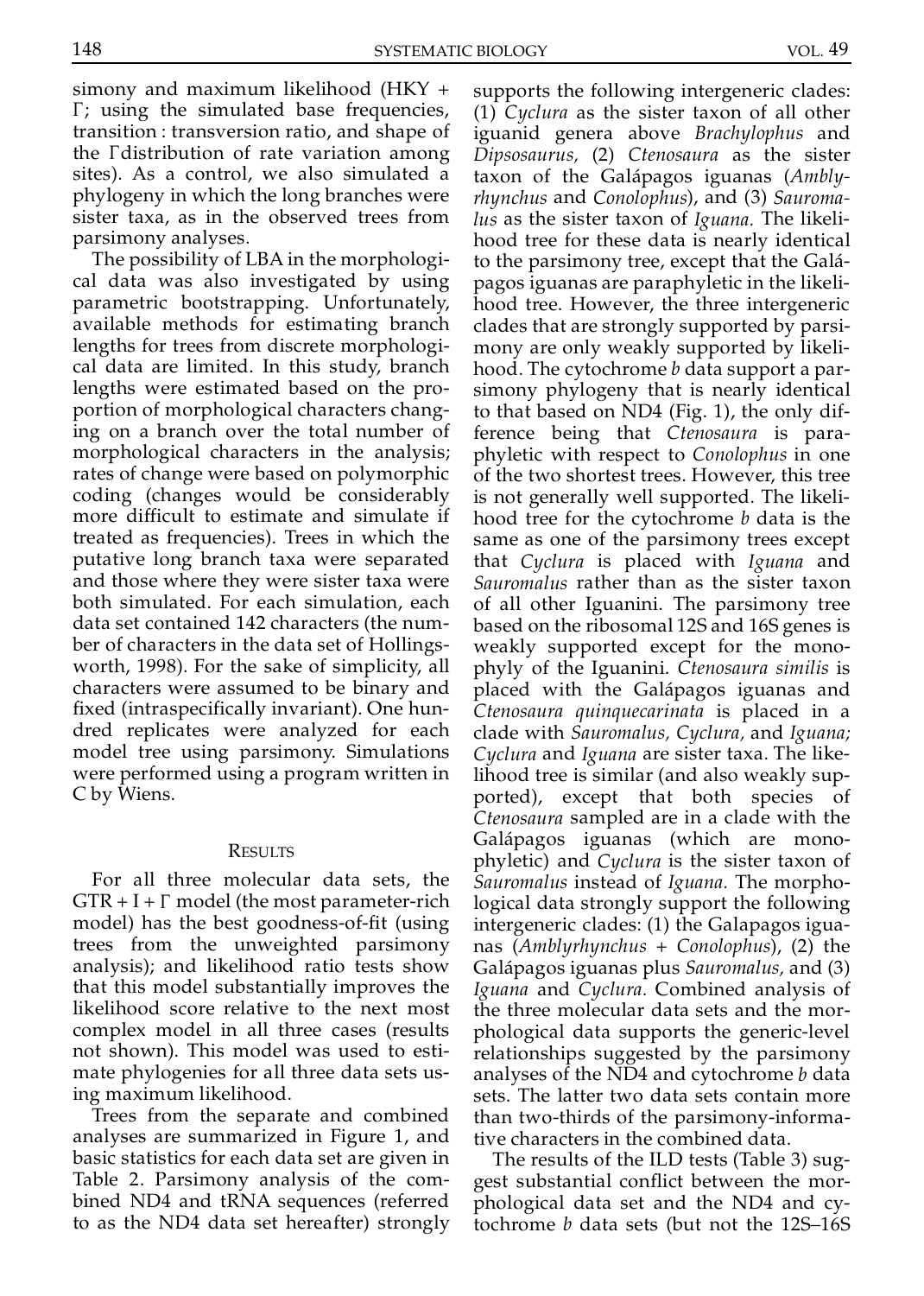simony and maximum likelihood (HKY + Γ; using the simulated base frequencies, transition : transversion ratio, and shape of the Γ distribution of rate variation among sites). As a control, we also simulated a phylogeny in which the long branches were sister taxa, as in the observed trees from parsimony analyses.

The possibility of LBA in the morphological data was also investigated by using parametric bootstrapping. Unfortunately, available methods for estimating branch lengths for trees from discrete morphological data are limited. In this study, branch lengths were estimated based on the proportion of morphological characters changing on a branch over the total number of morphological characters in the analysis; rates of change were based on polymorphic coding (changes would be considerably more difficult to estimate and simulate if treated as frequencies). Trees in which the putative long branch taxa were separated and those where they were sister taxa were both simulated. For each simulation, each data set contained 142 characters (the number of characters in the data set of Hollingsworth, 1998). For the sake of simplicity, all characters were assumed to be binary and fixed (intraspecifically invariant). One hundred replicates were analyzed for each model tree using parsimony. Simulations were performed using a program written in C by Wiens.

## Results

For all three molecular data sets, the GTR + I + Γ model (the most parameter-rich model) has the best goodness-of-fit (using trees from the unweighted parsimony analysis); and likelihood ratio tests show that this model substantially improves the likelihood score relative to the next most complex model in all three cases (results not shown). This model was used to estimate phylogenies for all three data sets using maximum likelihood.

Trees from the separate and combined analyses are summarized in Figure 1, and basic statistics for each data set are given in Table 2. Parsimony analysis of the combined ND4 and tRNA sequences (referred to as the ND4 data set hereafter) strongly supports the following intergeneric clades: (1) *Cyclura* as the sister taxon of all other iguanid genera above *Brachylophus* and *Dipsosaurus,* (2) *Ctenosaura* as the sister taxon of the Galápagos iguanas (*Amblyrhynchus* and *Conolophus*), and (3) *Sauromalus* as the sister taxon of *Iguana.* The likelihood tree for these data is nearly identical to the parsimony tree, except that the Galápagos iguanas are paraphyletic in the likelihood tree. However, the three intergeneric clades that are strongly supported by parsimony are only weakly supported by likelihood. The cytochrome *b* data support a parsimony phylogeny that is nearly identical to that based on ND4 (Fig. 1), the only difference being that *Ctenosaura* is paraphyletic with respect to *Conolophus* in one of the two shortest trees. However, this tree is not generally well supported. The likelihood tree for the cytochrome *b* data is the same as one of the parsimony trees except that *Cyclura* is placed with *Iguana* and *Sauromalus* rather than as the sister taxon of all other Iguanini. The parsimony tree based on the ribosomal 12S and 16S genes is weakly supported except for the monophyly of the Iguanini. *Ctenosaura similis* is placed with the Galápagos iguanas and *Ctenosaura quinquecarinata* is placed in a clade with *Sauromalus, Cyclura,* and *Iguana; Cyclura* and *Iguana* are sister taxa. The likelihood tree is similar (and also weakly supported), except that both species of *Ctenosaura* sampled are in a clade with the Galápagos iguanas (which are monophyletic) and *Cyclura* is the sister taxon of *Sauromalus* instead of *Iguana.* The morphological data strongly support the following intergeneric clades: (1) the Galapagos iguanas (*Amblyrhynchus* + *Conolophus*), (2) the Galápagos iguanas plus *Sauromalus,* and (3) *Iguana* and *Cyclura.* Combined analysis of the three molecular data sets and the morphological data supports the generic-level relationships suggested by the parsimony analyses of the ND4 and cytochrome *b* data sets. The latter two data sets contain more than two-thirds of the parsimony-informative characters in the combined data.

The results of the ILD tests (Table 3) suggest substantial conflict between the morphological data set and the ND4 and cytochrome *b* data sets (but not the 12S–16S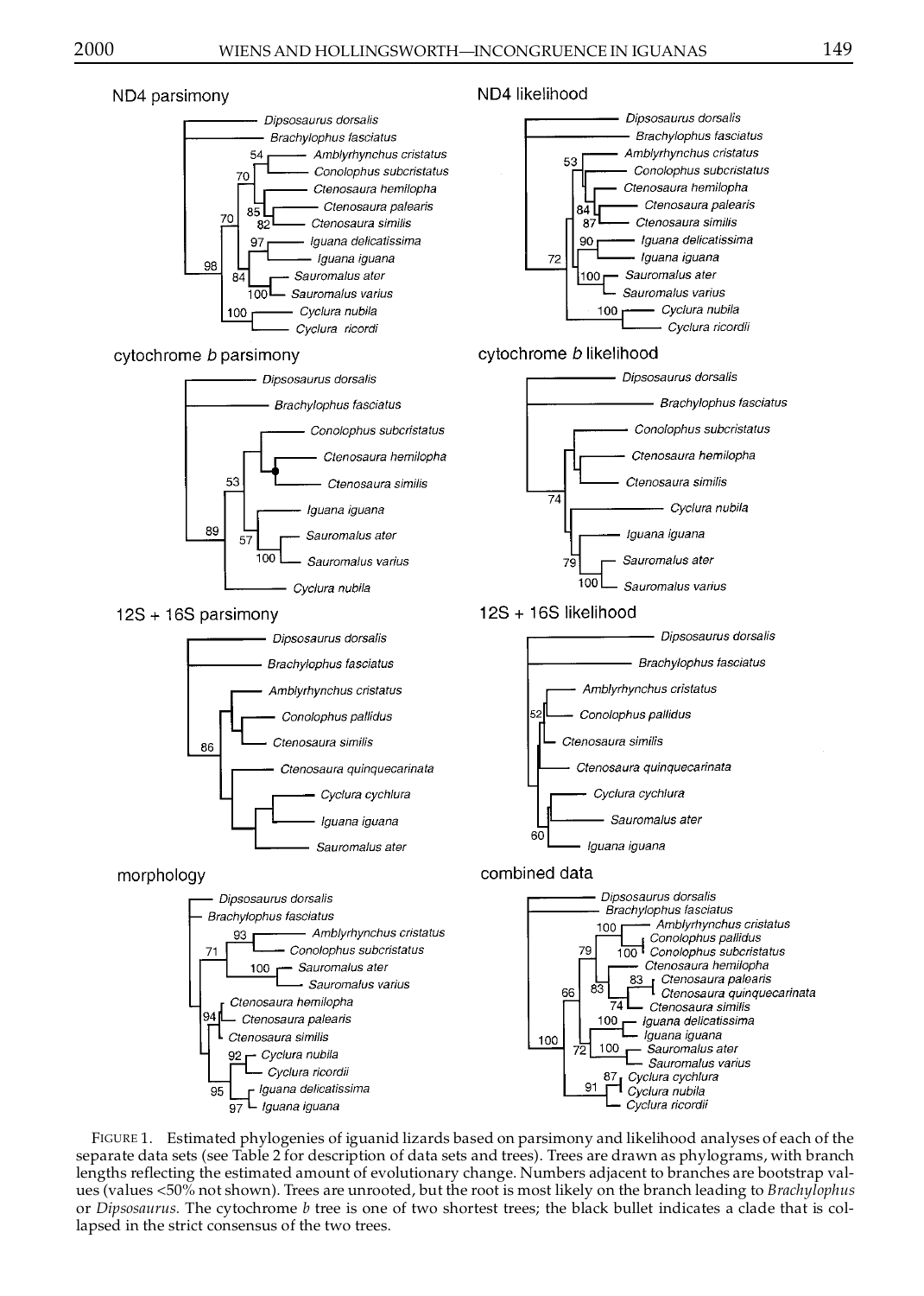FIGURE 1. Estimated phylogenies of iguanid lizards based on parsimony and likelihood analyses of each of the separate data sets (see Table 2 for description of data sets and trees). Trees are drawn as phylograms, with branch lengths reflecting the estimated amount of evolutionary change. Numbers adjacent to branches are bootstrap values (values <50% not shown). Trees are unrooted, but the root is most likely on the branch leading to *Brachylophus* or *Dipsosaurus*. The cytochrome *b* tree is one of two shortest trees; the black bullet indicates a clade that is collapsed in the strict consensus of the two trees.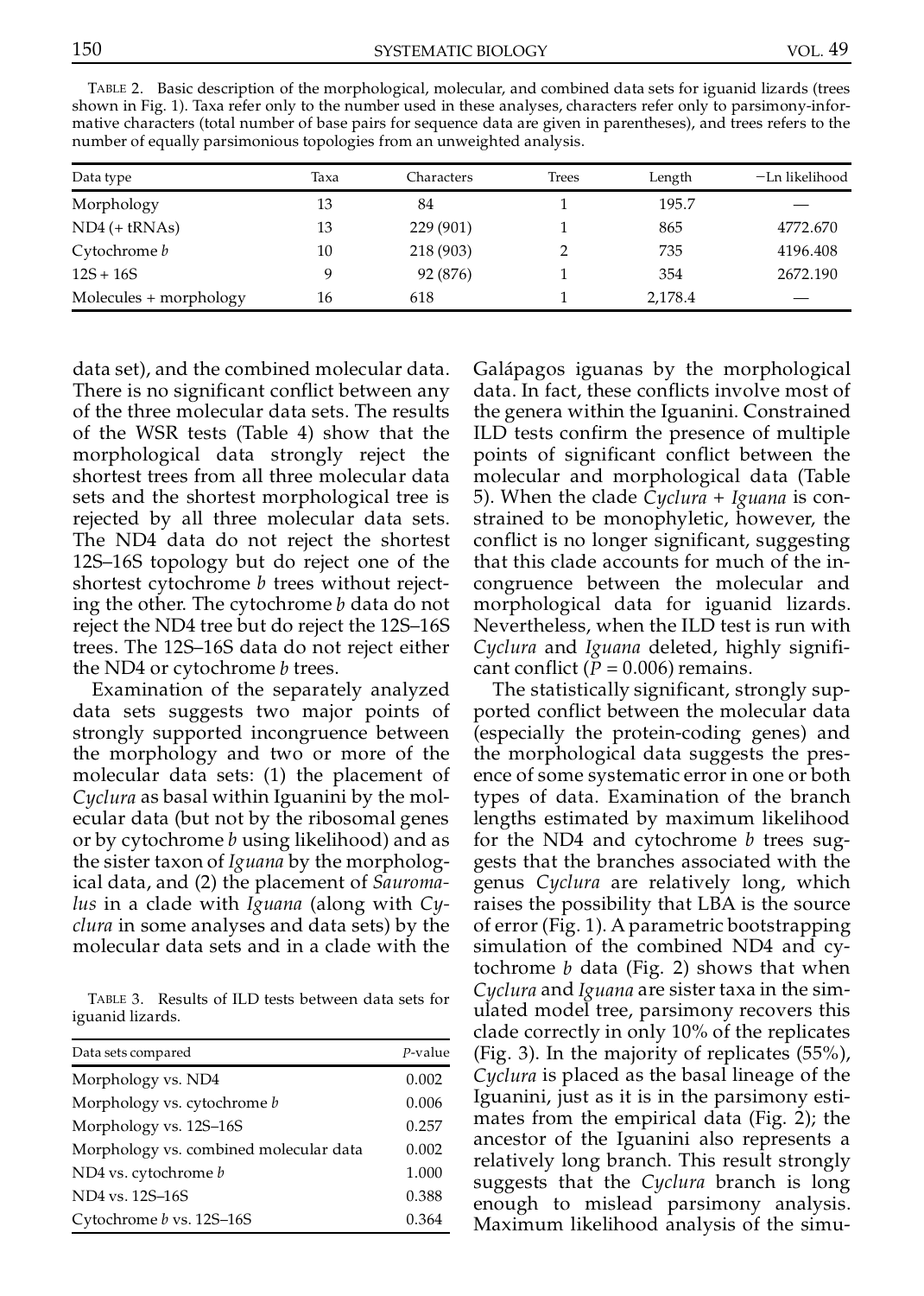TABLE 2. Basic description of the morphological, molecular, and combined data sets for iguanid lizards (trees shown in Fig. 1). Taxa refer only to the number used in these analyses, characters refer only to parsimony-informative characters (total number of base pairs for sequence data are given in parentheses), and trees refers to the number of equally parsimonious topologies from an unweighted analysis.

| Data type | Taxa | Characters | Trees | Length | −Ln likelihood |
|---|---|---|---|---|---|
| Morphology | 13 | 84 | 1 | 195.7 | — |
| ND4 (+ tRNAs) | 13 | 229 (901) | 1 | 865 | 4772.670 |
| Cytochrome *b* | 10 | 218 (903) | 2 | 735 | 4196.408 |
| 12S + 16S | 9 | 92 (876) | 1 | 354 | 2672.190 |
| Molecules + morphology | 16 | 618 | 1 | 2,178.4 | — |

data set), and the combined molecular data. There is no significant conflict between any of the three molecular data sets. The results of the WSR tests (Table 4) show that the morphological data strongly reject the shortest trees from all three molecular data sets and the shortest morphological tree is rejected by all three molecular data sets. The ND4 data do not reject the shortest 12S–16S topology but do reject one of the shortest cytochrome *b* trees without rejecting the other. The cytochrome *b* data do not reject the ND4 tree but do reject the 12S–16S trees. The 12S–16S data do not reject either the ND4 or cytochrome *b* trees.

Examination of the separately analyzed data sets suggests two major points of strongly supported incongruence between the morphology and two or more of the molecular data sets: (1) the placement of *Cyclura* as basal within Iguanini by the molecular data (but not by the ribosomal genes or by cytochrome *b* using likelihood) and as the sister taxon of *Iguana* by the morphological data, and (2) the placement of *Sauromalus* in a clade with *Iguana* (along with *Cyclura* in some analyses and data sets) by the molecular data sets and in a clade with the Galápagos iguanas by the morphological data. In fact, these conflicts involve most of the genera within the Iguanini. Constrained ILD tests confirm the presence of multiple points of significant conflict between the molecular and morphological data (Table 5). When the clade *Cyclura* + *Iguana* is constrained to be monophyletic, however, the conflict is no longer significant, suggesting that this clade accounts for much of the incongruence between the molecular and morphological data for iguanid lizards. Nevertheless, when the ILD test is run with *Cyclura* and *Iguana* deleted, highly significant conflict ($P = 0.006$) remains.

TABLE 3. Results of ILD tests between data sets for iguanid lizards.

| Data sets compared | *P*-value |
|---|---|
| Morphology vs. ND4 | 0.002 |
| Morphology vs. cytochrome *b* | 0.006 |
| Morphology vs. 12S–16S | 0.257 |
| Morphology vs. combined molecular data | 0.002 |
| ND4 vs. cytochrome *b* | 1.000 |
| ND4 vs. 12S–16S | 0.388 |
| Cytochrome *b* vs. 12S–16S | 0.364 |

The statistically significant, strongly supported conflict between the molecular data (especially the protein-coding genes) and the morphological data suggests the presence of some systematic error in one or both types of data. Examination of the branch lengths estimated by maximum likelihood for the ND4 and cytochrome *b* trees suggests that the branches associated with the genus *Cyclura* are relatively long, which raises the possibility that LBA is the source of error (Fig. 1). A parametric bootstrapping simulation of the combined ND4 and cytochrome *b* data (Fig. 2) shows that when *Cyclura* and *Iguana* are sister taxa in the simulated model tree, parsimony recovers this clade correctly in only 10% of the replicates (Fig. 3). In the majority of replicates (55%), *Cyclura* is placed as the basal lineage of the Iguanini, just as it is in the parsimony estimates from the empirical data (Fig. 2); the ancestor of the Iguanini also represents a relatively long branch. This result strongly suggests that the *Cyclura* branch is long enough to mislead parsimony analysis. Maximum likelihood analysis of the simu-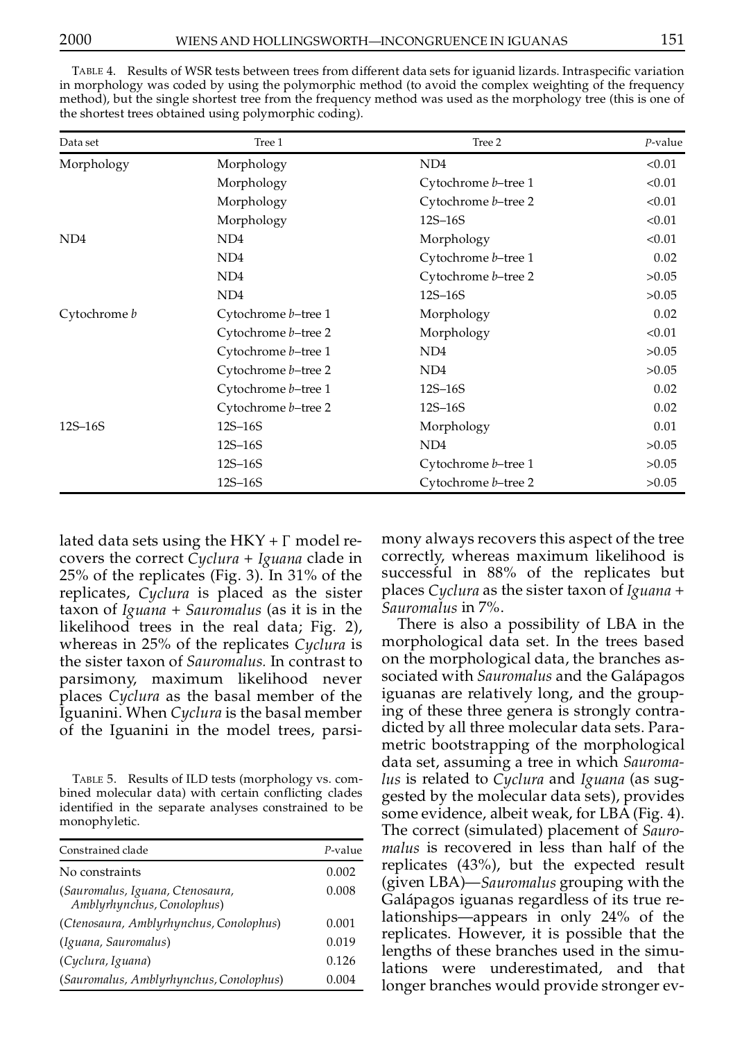TABLE 4. Results of WSR tests between trees from different data sets for iguanid lizards. Intraspecific variation in morphology was coded by using the polymorphic method (to avoid the complex weighting of the frequency method), but the single shortest tree from the frequency method was used as the morphology tree (this is one of the shortest trees obtained using polymorphic coding).

| Data set | Tree 1 | Tree 2 | *P*-value |
|---|---|---|---|
| Morphology | Morphology | ND4 | <0.01 |
| | Morphology | Cytochrome *b*–tree 1 | <0.01 |
| | Morphology | Cytochrome *b*–tree 2 | <0.01 |
| | Morphology | 12S–16S | <0.01 |
| ND4 | ND4 | Morphology | <0.01 |
| | ND4 | Cytochrome *b*–tree 1 | 0.02 |
| | ND4 | Cytochrome *b*–tree 2 | >0.05 |
| | ND4 | 12S–16S | >0.05 |
| Cytochrome *b* | Cytochrome *b*–tree 1 | Morphology | 0.02 |
| | Cytochrome *b*–tree 2 | Morphology | <0.01 |
| | Cytochrome *b*–tree 1 | ND4 | >0.05 |
| | Cytochrome *b*–tree 2 | ND4 | >0.05 |
| | Cytochrome *b*–tree 1 | 12S–16S | 0.02 |
| | Cytochrome *b*–tree 2 | 12S–16S | 0.02 |
| 12S–16S | 12S–16S | Morphology | 0.01 |
| | 12S–16S | ND4 | >0.05 |
| | 12S–16S | Cytochrome *b*–tree 1 | >0.05 |
| | 12S–16S | Cytochrome *b*–tree 2 | >0.05 |

lated data sets using the HKY + $\Gamma$ model recovers the correct *Cyclura* + *Iguana* clade in 25% of the replicates (Fig. 3). In 31% of the replicates, *Cyclura* is placed as the sister taxon of *Iguana* + *Sauromalus* (as it is in the likelihood trees in the real data; Fig. 2), whereas in 25% of the replicates *Cyclura* is the sister taxon of *Sauromalus.* In contrast to parsimony, maximum likelihood never places *Cyclura* as the basal member of the Iguanini. When *Cyclura* is the basal member of the Iguanini in the model trees, parsimony always recovers this aspect of the tree correctly, whereas maximum likelihood is successful in 88% of the replicates but places *Cyclura* as the sister taxon of *Iguana* + *Sauromalus* in 7%.

TABLE 5. Results of ILD tests (morphology vs. combined molecular data) with certain conflicting clades identified in the separate analyses constrained to be monophyletic.

| Constrained clade | *P*-value |
|---|---|
| No constraints | 0.002 |
| (*Sauromalus, Iguana, Ctenosaura, Amblyrhynchus, Conolophus*) | 0.008 |
| (*Ctenosaura, Amblyrhynchus, Conolophus*) | 0.001 |
| (*Iguana, Sauromalus*) | 0.019 |
| (*Cyclura, Iguana*) | 0.126 |
| (*Sauromalus, Amblyrhynchus, Conolophus*) | 0.004 |

There is also a possibility of LBA in the morphological data set. In the trees based on the morphological data, the branches associated with *Sauromalus* and the Galápagos iguanas are relatively long, and the grouping of these three genera is strongly contradicted by all three molecular data sets. Parametric bootstrapping of the morphological data set, assuming a tree in which *Sauromalus* is related to *Cyclura* and *Iguana* (as suggested by the molecular data sets), provides some evidence, albeit weak, for LBA (Fig. 4). The correct (simulated) placement of *Sauromalus* is recovered in less than half of the replicates (43%), but the expected result (given LBA)—*Sauromalus* grouping with the Galápagos iguanas regardless of its true relationships—appears in only 24% of the replicates. However, it is possible that the lengths of these branches used in the simulations were underestimated, and that longer branches would provide stronger ev-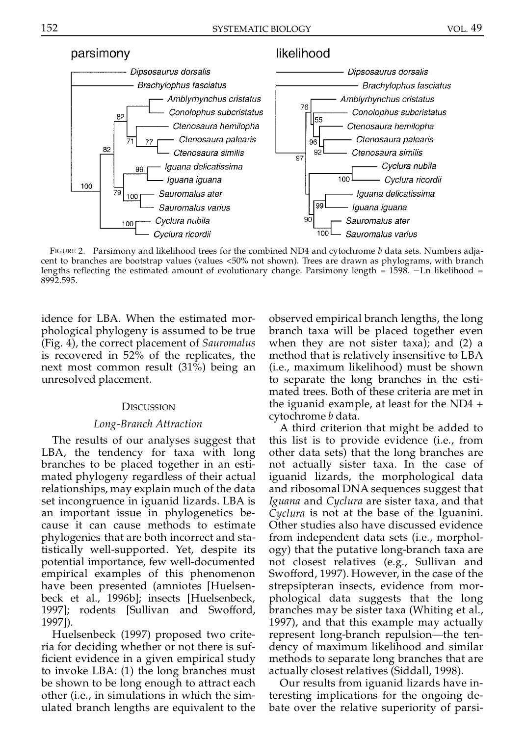FIGURE 2. Parsimony and likelihood trees for the combined ND4 and cytochrome *b* data sets. Numbers adjacent to branches are bootstrap values (values <50% not shown). Trees are drawn as phylograms, with branch lengths reflecting the estimated amount of evolutionary change. Parsimony length = 1598. −Ln likelihood = 8992.595.

idence for LBA. When the estimated morphological phylogeny is assumed to be true (Fig. 4), the correct placement of *Sauromalus* is recovered in 52% of the replicates, the next most common result (31%) being an unresolved placement.

## DISCUSSION

### *Long-Branch Attraction*

The results of our analyses suggest that LBA, the tendency for taxa with long branches to be placed together in an estimated phylogeny regardless of their actual relationships, may explain much of the data set incongruence in iguanid lizards. LBA is an important issue in phylogenetics because it can cause methods to estimate phylogenies that are both incorrect and statistically well-supported. Yet, despite its potential importance, few well-documented empirical examples of this phenomenon have been presented (amniotes [Huelsenbeck et al., 1996b]; insects [Huelsenbeck, 1997]; rodents [Sullivan and Swofford, 1997]).

Huelsenbeck (1997) proposed two criteria for deciding whether or not there is sufficient evidence in a given empirical study to invoke LBA: (1) the long branches must be shown to be long enough to attract each other (i.e., in simulations in which the simulated branch lengths are equivalent to the observed empirical branch lengths, the long branch taxa will be placed together even when they are not sister taxa); and (2) a method that is relatively insensitive to LBA (i.e., maximum likelihood) must be shown to separate the long branches in the estimated trees. Both of these criteria are met in the iguanid example, at least for the ND4 + cytochrome *b* data.

A third criterion that might be added to this list is to provide evidence (i.e., from other data sets) that the long branches are not actually sister taxa. In the case of iguanid lizards, the morphological data and ribosomal DNA sequences suggest that *Iguana* and *Cyclura* are sister taxa, and that *Cyclura* is not at the base of the Iguanini. Other studies also have discussed evidence from independent data sets (i.e., morphology) that the putative long-branch taxa are not closest relatives (e.g., Sullivan and Swofford, 1997). However, in the case of the strepsipteran insects, evidence from morphological data suggests that the long branches may be sister taxa (Whiting et al., 1997), and that this example may actually represent long-branch repulsion—the tendency of maximum likelihood and similar methods to separate long branches that are actually closest relatives (Siddall, 1998).

Our results from iguanid lizards have interesting implications for the ongoing debate over the relative superiority of parsi-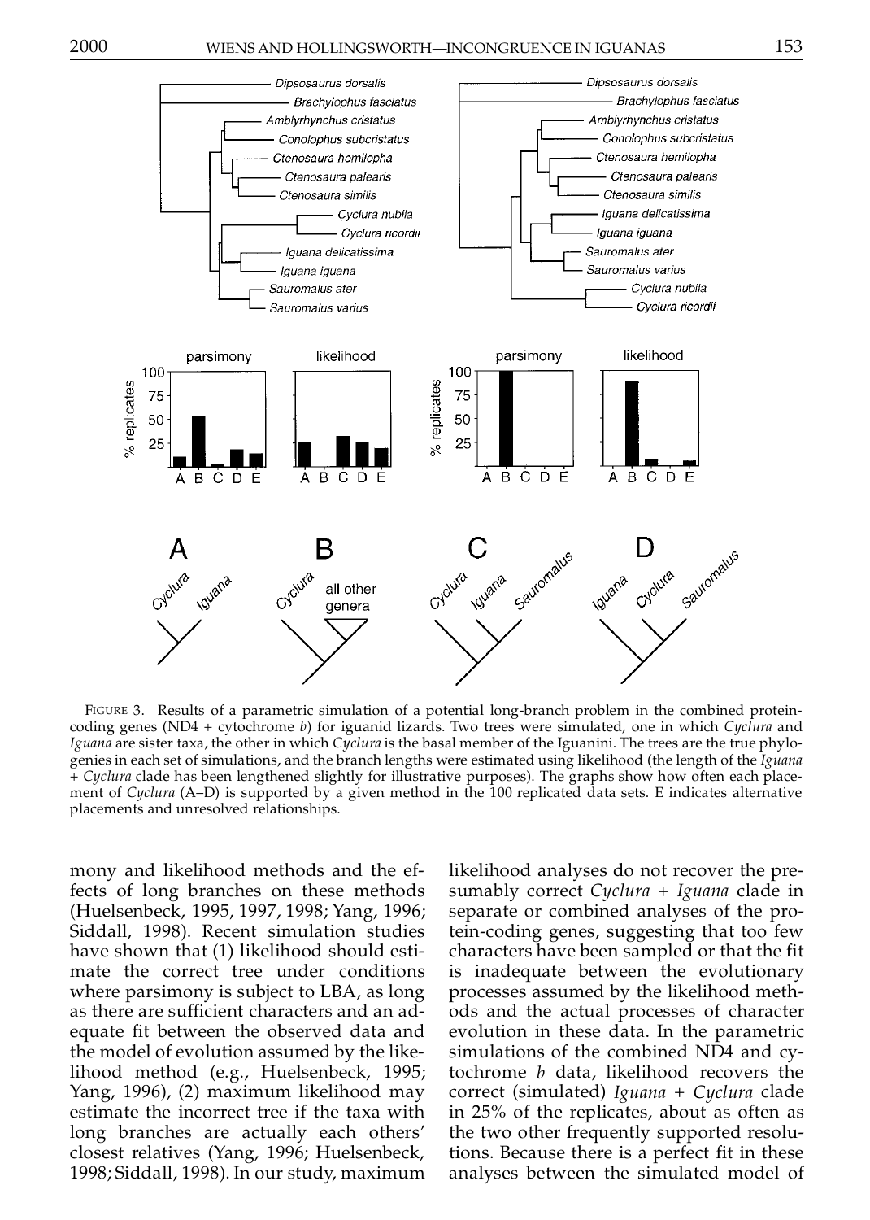FIGURE 3. Results of a parametric simulation of a potential long-branch problem in the combined protein-coding genes (ND4 + cytochrome *b*) for iguanid lizards. Two trees were simulated, one in which *Cyclura* and *Iguana* are sister taxa, the other in which *Cyclura* is the basal member of the Iguanini. The trees are the true phylogenies in each set of simulations, and the branch lengths were estimated using likelihood (the length of the *Iguana* + *Cyclura* clade has been lengthened slightly for illustrative purposes). The graphs show how often each placement of *Cyclura* (A–D) is supported by a given method in the 100 replicated data sets. E indicates alternative placements and unresolved relationships.

mony and likelihood methods and the effects of long branches on these methods (Huelsenbeck, 1995, 1997, 1998; Yang, 1996; Siddall, 1998). Recent simulation studies have shown that (1) likelihood should estimate the correct tree under conditions where parsimony is subject to LBA, as long as there are sufficient characters and an adequate fit between the observed data and the model of evolution assumed by the likelihood method (e.g., Huelsenbeck, 1995; Yang, 1996), (2) maximum likelihood may estimate the incorrect tree if the taxa with long branches are actually each others' closest relatives (Yang, 1996; Huelsenbeck, 1998; Siddall, 1998). In our study, maximum likelihood analyses do not recover the presumably correct *Cyclura* + *Iguana* clade in separate or combined analyses of the protein-coding genes, suggesting that too few characters have been sampled or that the fit is inadequate between the evolutionary processes assumed by the likelihood methods and the actual processes of character evolution in these data. In the parametric simulations of the combined ND4 and cytochrome *b* data, likelihood recovers the correct (simulated) *Iguana* + *Cyclura* clade in 25% of the replicates, about as often as the two other frequently supported resolutions. Because there is a perfect fit in these analyses between the simulated model of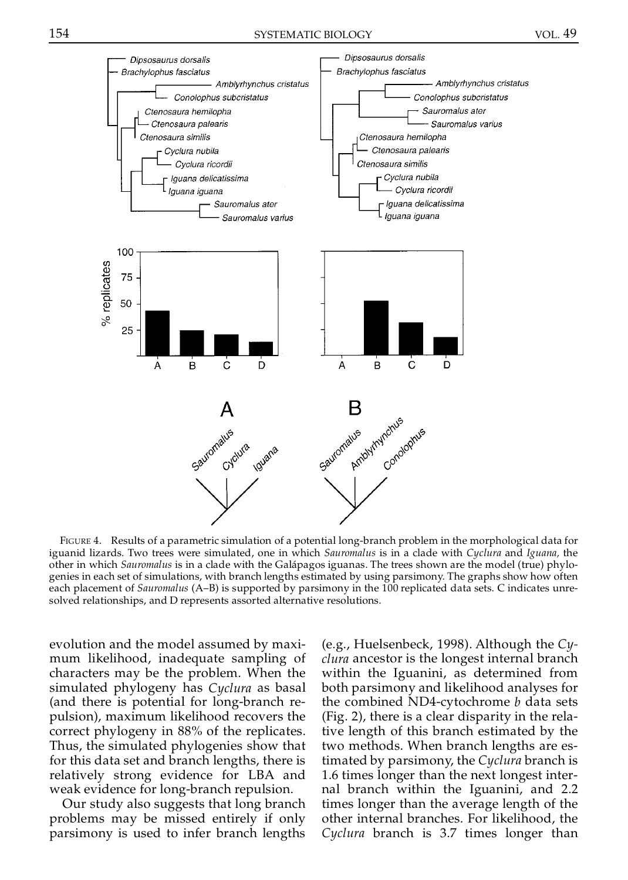FIGURE 4. Results of a parametric simulation of a potential long-branch problem in the morphological data for iguanid lizards. Two trees were simulated, one in which *Sauromalus* is in a clade with *Cyclura* and *Iguana,* the other in which *Sauromalus* is in a clade with the Galápagos iguanas. The trees shown are the model (true) phylogenies in each set of simulations, with branch lengths estimated by using parsimony. The graphs show how often each placement of *Sauromalus* (A–B) is supported by parsimony in the 100 replicated data sets. C indicates unresolved relationships, and D represents assorted alternative resolutions.

evolution and the model assumed by maximum likelihood, inadequate sampling of characters may be the problem. When the simulated phylogeny has *Cyclura* as basal (and there is potential for long-branch repulsion), maximum likelihood recovers the correct phylogeny in 88% of the replicates. Thus, the simulated phylogenies show that for this data set and branch lengths, there is relatively strong evidence for LBA and weak evidence for long-branch repulsion.

Our study also suggests that long branch problems may be missed entirely if only parsimony is used to infer branch lengths (e.g., Huelsenbeck, 1998). Although the *Cyclura* ancestor is the longest internal branch within the Iguanini, as determined from both parsimony and likelihood analyses for the combined ND4-cytochrome *b* data sets (Fig. 2), there is a clear disparity in the relative length of this branch estimated by the two methods. When branch lengths are estimated by parsimony, the *Cyclura* branch is 1.6 times longer than the next longest internal branch within the Iguanini, and 2.2 times longer than the average length of the other internal branches. For likelihood, the *Cyclura* branch is 3.7 times longer than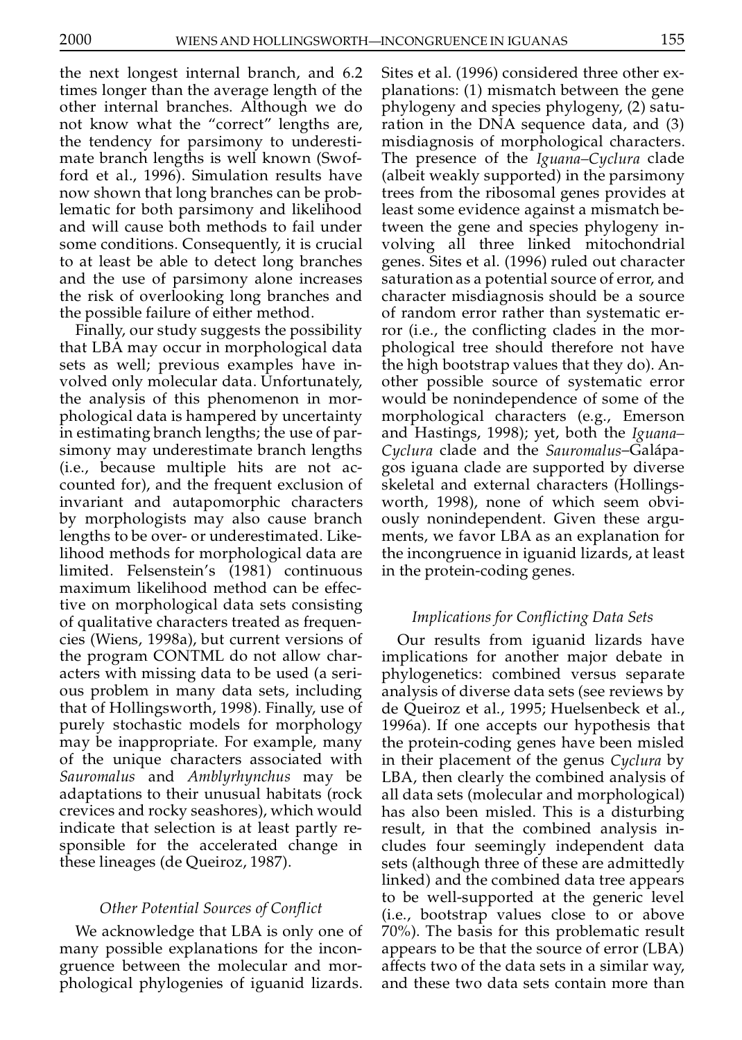the next longest internal branch, and 6.2 times longer than the average length of the other internal branches. Although we do not know what the "correct" lengths are, the tendency for parsimony to underestimate branch lengths is well known (Swofford et al., 1996). Simulation results have now shown that long branches can be problematic for both parsimony and likelihood and will cause both methods to fail under some conditions. Consequently, it is crucial to at least be able to detect long branches and the use of parsimony alone increases the risk of overlooking long branches and the possible failure of either method.

Finally, our study suggests the possibility that LBA may occur in morphological data sets as well; previous examples have involved only molecular data. Unfortunately, the analysis of this phenomenon in morphological data is hampered by uncertainty in estimating branch lengths; the use of parsimony may underestimate branch lengths (i.e., because multiple hits are not accounted for), and the frequent exclusion of invariant and autapomorphic characters by morphologists may also cause branch lengths to be over- or underestimated. Likelihood methods for morphological data are limited. Felsenstein's (1981) continuous maximum likelihood method can be effective on morphological data sets consisting of qualitative characters treated as frequencies (Wiens, 1998a), but current versions of the program CONTML do not allow characters with missing data to be used (a serious problem in many data sets, including that of Hollingsworth, 1998). Finally, use of purely stochastic models for morphology may be inappropriate. For example, many of the unique characters associated with *Sauromalus* and *Amblyrhynchus* may be adaptations to their unusual habitats (rock crevices and rocky seashores), which would indicate that selection is at least partly responsible for the accelerated change in these lineages (de Queiroz, 1987).

### *Other Potential Sources of Conflict*

We acknowledge that LBA is only one of many possible explanations for the incongruence between the molecular and morphological phylogenies of iguanid lizards. Sites et al. (1996) considered three other explanations: (1) mismatch between the gene phylogeny and species phylogeny, (2) saturation in the DNA sequence data, and (3) misdiagnosis of morphological characters. The presence of the *Iguana*–*Cyclura* clade (albeit weakly supported) in the parsimony trees from the ribosomal genes provides at least some evidence against a mismatch between the gene and species phylogeny involving all three linked mitochondrial genes. Sites et al. (1996) ruled out character saturation as a potential source of error, and character misdiagnosis should be a source of random error rather than systematic error (i.e., the conflicting clades in the morphological tree should therefore not have the high bootstrap values that they do). Another possible source of systematic error would be nonindependence of some of the morphological characters (e.g., Emerson and Hastings, 1998); yet, both the *Iguana*–*Cyclura* clade and the *Sauromalus*–Galápagos iguana clade are supported by diverse skeletal and external characters (Hollingsworth, 1998), none of which seem obviously nonindependent. Given these arguments, we favor LBA as an explanation for the incongruence in iguanid lizards, at least in the protein-coding genes.

### *Implications for Conflicting Data Sets*

Our results from iguanid lizards have implications for another major debate in phylogenetics: combined versus separate analysis of diverse data sets (see reviews by de Queiroz et al., 1995; Huelsenbeck et al., 1996a). If one accepts our hypothesis that the protein-coding genes have been misled in their placement of the genus *Cyclura* by LBA, then clearly the combined analysis of all data sets (molecular and morphological) has also been misled. This is a disturbing result, in that the combined analysis includes four seemingly independent data sets (although three of these are admittedly linked) and the combined data tree appears to be well-supported at the generic level (i.e., bootstrap values close to or above 70%). The basis for this problematic result appears to be that the source of error (LBA) affects two of the data sets in a similar way, and these two data sets contain more than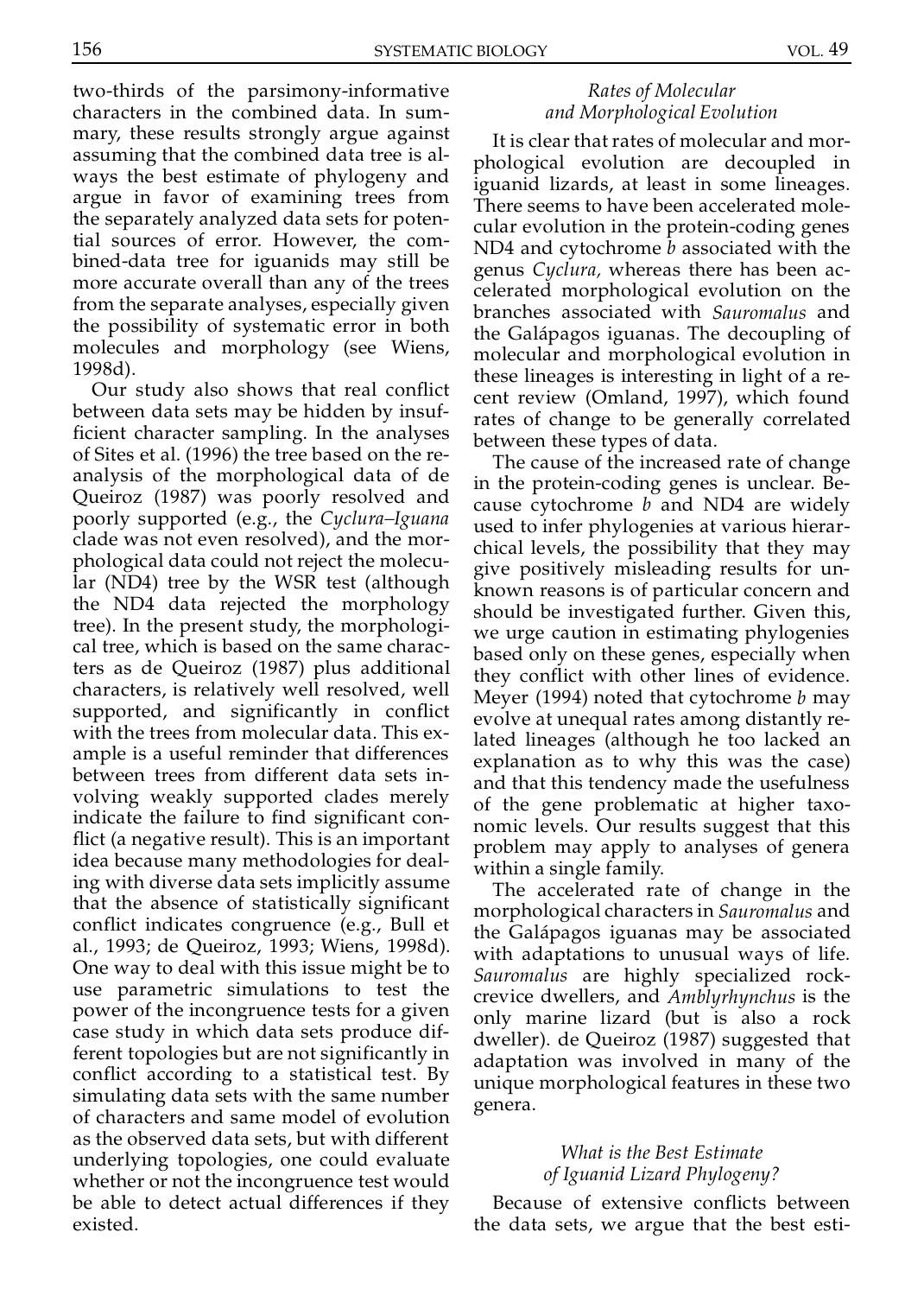two-thirds of the parsimony-informative characters in the combined data. In summary, these results strongly argue against assuming that the combined data tree is always the best estimate of phylogeny and argue in favor of examining trees from the separately analyzed data sets for potential sources of error. However, the combined-data tree for iguanids may still be more accurate overall than any of the trees from the separate analyses, especially given the possibility of systematic error in both molecules and morphology (see Wiens, 1998d).

Our study also shows that real conflict between data sets may be hidden by insufficient character sampling. In the analyses of Sites et al. (1996) the tree based on the reanalysis of the morphological data of de Queiroz (1987) was poorly resolved and poorly supported (e.g., the *Cyclura–Iguana* clade was not even resolved), and the morphological data could not reject the molecular (ND4) tree by the WSR test (although the ND4 data rejected the morphology tree). In the present study, the morphological tree, which is based on the same characters as de Queiroz (1987) plus additional characters, is relatively well resolved, well supported, and significantly in conflict with the trees from molecular data. This example is a useful reminder that differences between trees from different data sets involving weakly supported clades merely indicate the failure to find significant conflict (a negative result). This is an important idea because many methodologies for dealing with diverse data sets implicitly assume that the absence of statistically significant conflict indicates congruence (e.g., Bull et al., 1993; de Queiroz, 1993; Wiens, 1998d). One way to deal with this issue might be to use parametric simulations to test the power of the incongruence tests for a given case study in which data sets produce different topologies but are not significantly in conflict according to a statistical test. By simulating data sets with the same number of characters and same model of evolution as the observed data sets, but with different underlying topologies, one could evaluate whether or not the incongruence test would be able to detect actual differences if they existed.

### *Rates of Molecular and Morphological Evolution*

It is clear that rates of molecular and morphological evolution are decoupled in iguanid lizards, at least in some lineages. There seems to have been accelerated molecular evolution in the protein-coding genes ND4 and cytochrome *b* associated with the genus *Cyclura,* whereas there has been accelerated morphological evolution on the branches associated with *Sauromalus* and the Galápagos iguanas. The decoupling of molecular and morphological evolution in these lineages is interesting in light of a recent review (Omland, 1997), which found rates of change to be generally correlated between these types of data.

The cause of the increased rate of change in the protein-coding genes is unclear. Because cytochrome *b* and ND4 are widely used to infer phylogenies at various hierarchical levels, the possibility that they may give positively misleading results for unknown reasons is of particular concern and should be investigated further. Given this, we urge caution in estimating phylogenies based only on these genes, especially when they conflict with other lines of evidence. Meyer (1994) noted that cytochrome *b* may evolve at unequal rates among distantly related lineages (although he too lacked an explanation as to why this was the case) and that this tendency made the usefulness of the gene problematic at higher taxonomic levels. Our results suggest that this problem may apply to analyses of genera within a single family.

The accelerated rate of change in the morphological characters in *Sauromalus* and the Galápagos iguanas may be associated with adaptations to unusual ways of life. *Sauromalus* are highly specialized rock-crevice dwellers, and *Amblyrhynchus* is the only marine lizard (but is also a rock dweller). de Queiroz (1987) suggested that adaptation was involved in many of the unique morphological features in these two genera.

### *What is the Best Estimate of Iguanid Lizard Phylogeny?*

Because of extensive conflicts between the data sets, we argue that the best esti-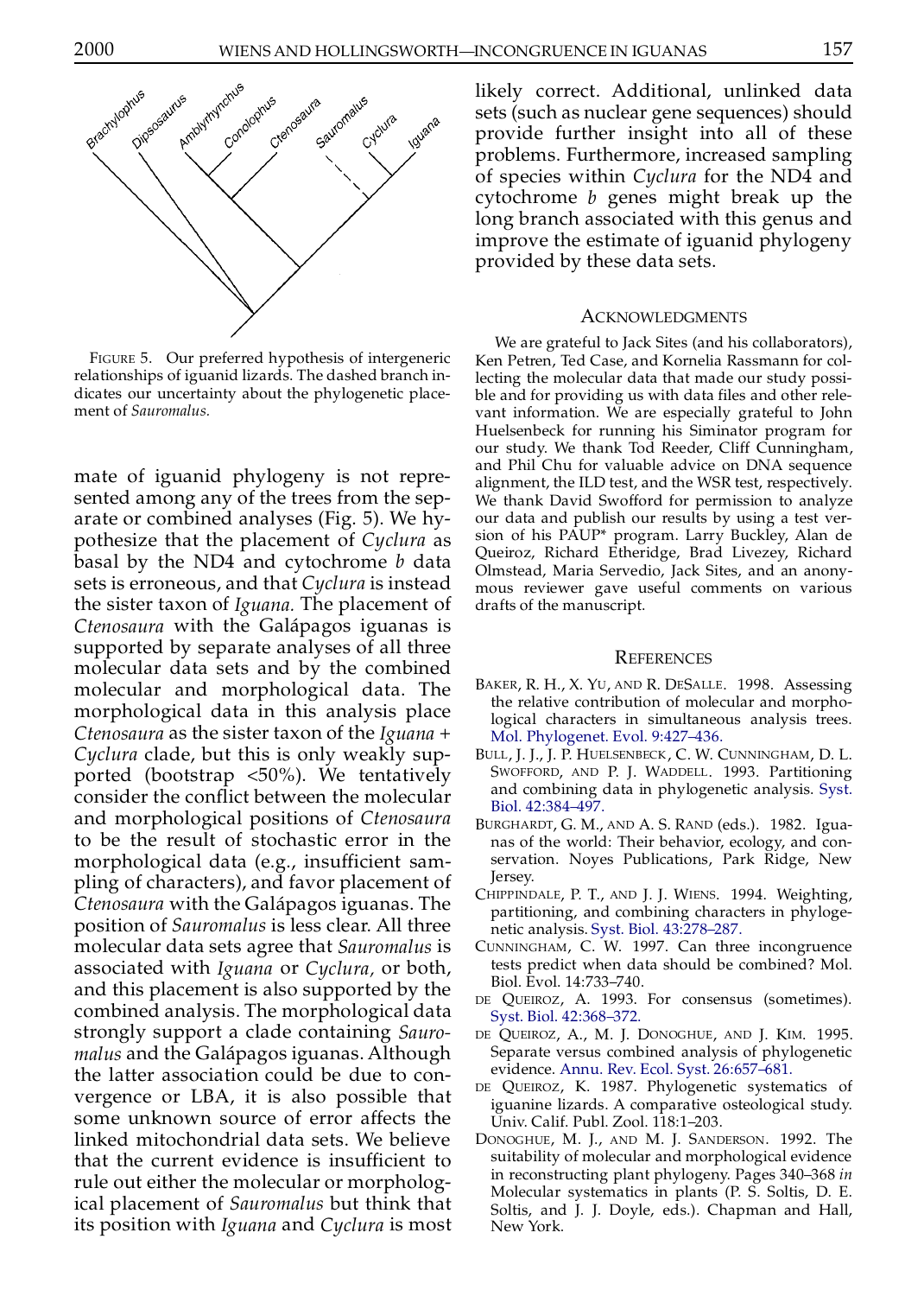Brachylophus

Dipsosaurus

Amblyrhynchus

Conolophus

Ctenosaura

Sauromalus

Cyclura

Iguana

FIGURE 5. Our preferred hypothesis of intergeneric relationships of iguanid lizards. The dashed branch indicates our uncertainty about the phylogenetic placement of *Sauromalus.*

mate of iguanid phylogeny is not represented among any of the trees from the separate or combined analyses (Fig. 5). We hypothesize that the placement of *Cyclura* as basal by the ND4 and cytochrome *b* data sets is erroneous, and that *Cyclura* is instead the sister taxon of *Iguana.* The placement of *Ctenosaura* with the Galápagos iguanas is supported by separate analyses of all three molecular data sets and by the combined molecular and morphological data. The morphological data in this analysis place *Ctenosaura* as the sister taxon of the *Iguana* + *Cyclura* clade, but this is only weakly supported (bootstrap <50%). We tentatively consider the conflict between the molecular and morphological positions of *Ctenosaura* to be the result of stochastic error in the morphological data (e.g., insufficient sampling of characters), and favor placement of *Ctenosaura* with the Galápagos iguanas. The position of *Sauromalus* is less clear. All three molecular data sets agree that *Sauromalus* is associated with *Iguana* or *Cyclura,* or both, and this placement is also supported by the combined analysis. The morphological data strongly support a clade containing *Sauromalus* and the Galápagos iguanas. Although the latter association could be due to convergence or LBA, it is also possible that some unknown source of error affects the linked mitochondrial data sets. We believe that the current evidence is insufficient to rule out either the molecular or morphological placement of *Sauromalus* but think that its position with *Iguana* and *Cyclura* is most likely correct. Additional, unlinked data sets (such as nuclear gene sequences) should provide further insight into all of these problems. Furthermore, increased sampling of species within *Cyclura* for the ND4 and cytochrome *b* genes might break up the long branch associated with this genus and improve the estimate of iguanid phylogeny provided by these data sets.

## ACKNOWLEDGMENTS

We are grateful to Jack Sites (and his collaborators), Ken Petren, Ted Case, and Kornelia Rassmann for collecting the molecular data that made our study possible and for providing us with data files and other relevant information. We are especially grateful to John Huelsenbeck for running his Siminator program for our study. We thank Tod Reeder, Cliff Cunningham, and Phil Chu for valuable advice on DNA sequence alignment, the ILD test, and the WSR test, respectively. We thank David Swofford for permission to analyze our data and publish our results by using a test version of his PAUP* program. Larry Buckley, Alan de Queiroz, Richard Etheridge, Brad Livezey, Richard Olmstead, Maria Servedio, Jack Sites, and an anonymous reviewer gave useful comments on various drafts of the manuscript.

## REFERENCES

BAKER, R. H., X. YU, AND R. DESALLE. 1998. Assessing the relative contribution of molecular and morphological characters in simultaneous analysis trees. Mol. Phylogenet. Evol. 9:427–436.

BULL, J. J., J. P. HUELSENBECK, C. W. CUNNINGHAM, D. L. SWOFFORD, AND P. J. WADDELL. 1993. Partitioning and combining data in phylogenetic analysis. Syst. Biol. 42:384–497.

BURGHARDT, G. M., AND A. S. RAND (eds.). 1982. Iguanas of the world: Their behavior, ecology, and conservation. Noyes Publications, Park Ridge, New Jersey.

CHIPPINDALE, P. T., AND J. J. WIENS. 1994. Weighting, partitioning, and combining characters in phylogenetic analysis. Syst. Biol. 43:278–287.

CUNNINGHAM, C. W. 1997. Can three incongruence tests predict when data should be combined? Mol. Biol. Evol. 14:733–740.

DE QUEIROZ, A. 1993. For consensus (sometimes). Syst. Biol. 42:368–372.

DE QUEIROZ, A., M. J. DONOGHUE, AND J. KIM. 1995. Separate versus combined analysis of phylogenetic evidence. Annu. Rev. Ecol. Syst. 26:657–681.

DE QUEIROZ, K. 1987. Phylogenetic systematics of iguanine lizards. A comparative osteological study. Univ. Calif. Publ. Zool. 118:1–203.

DONOGHUE, M. J., AND M. J. SANDERSON. 1992. The suitability of molecular and morphological evidence in reconstructing plant phylogeny. Pages 340–368 *in* Molecular systematics in plants (P. S. Soltis, D. E. Soltis, and J. J. Doyle, eds.). Chapman and Hall, New York.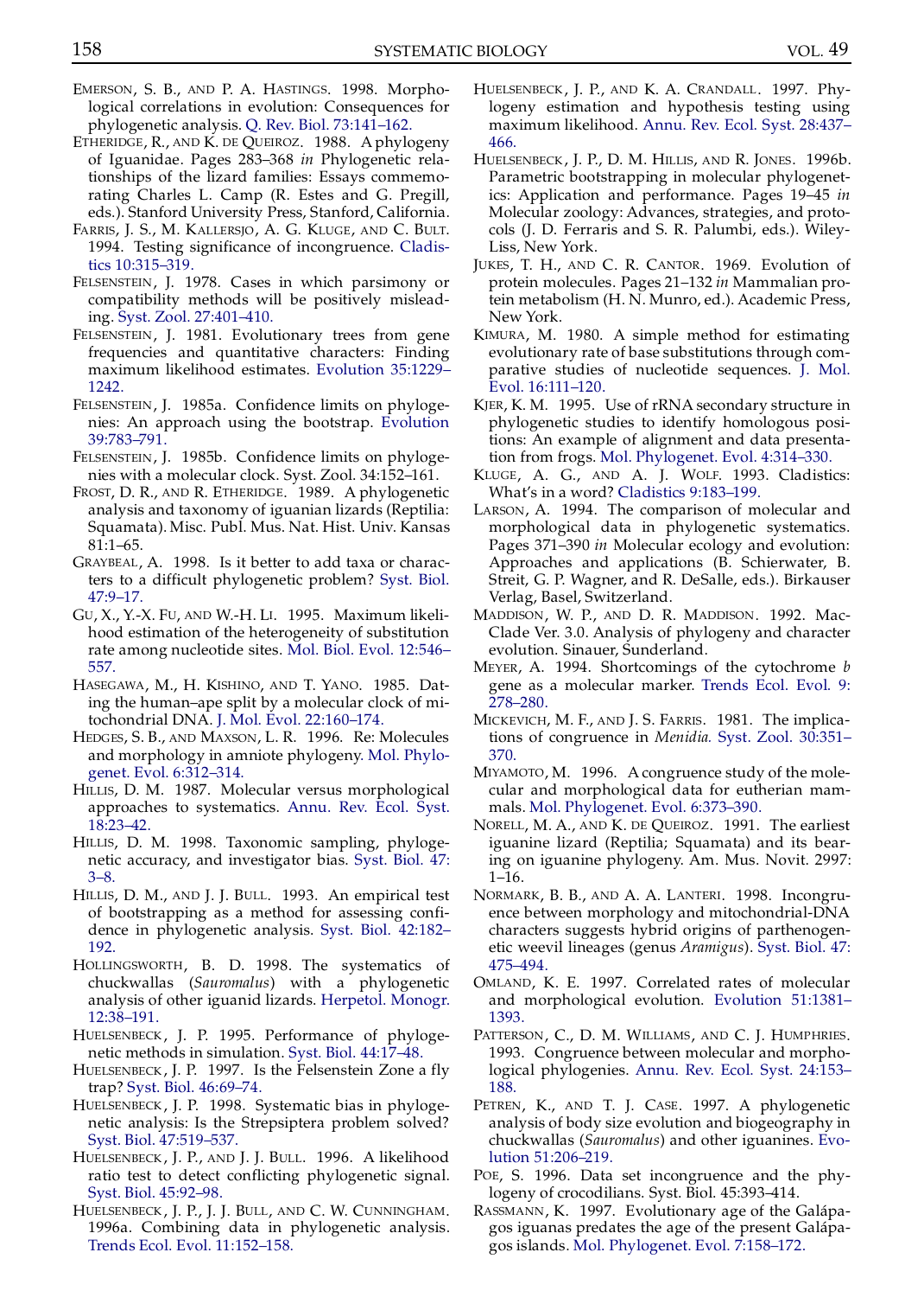EMERSON, S. B., AND P. A. HASTINGS. 1998. Morphological correlations in evolution: Consequences for phylogenetic analysis. Q. Rev. Biol. 73:141–162.

ETHERIDGE, R., AND K. DE QUEIROZ. 1988. A phylogeny of Iguanidae. Pages 283–368 *in* Phylogenetic relationships of the lizard families: Essays commemorating Charles L. Camp (R. Estes and G. Pregill, eds.). Stanford University Press, Stanford, California.

FARRIS, J. S., M. KALLERSJO, A. G. KLUGE, AND C. BULT. 1994. Testing significance of incongruence. Cladistics 10:315–319.

FELSENSTEIN, J. 1978. Cases in which parsimony or compatibility methods will be positively misleading. Syst. Zool. 27:401–410.

FELSENSTEIN, J. 1981. Evolutionary trees from gene frequencies and quantitative characters: Finding maximum likelihood estimates. Evolution 35:1229–1242.

FELSENSTEIN, J. 1985a. Confidence limits on phylogenies: An approach using the bootstrap. Evolution 39:783–791.

FELSENSTEIN, J. 1985b. Confidence limits on phylogenies with a molecular clock. Syst. Zool. 34:152–161.

FROST, D. R., AND R. ETHERIDGE. 1989. A phylogenetic analysis and taxonomy of iguanian lizards (Reptilia: Squamata). Misc. Publ. Mus. Nat. Hist. Univ. Kansas 81:1–65.

GRAYBEAL, A. 1998. Is it better to add taxa or characters to a difficult phylogenetic problem? Syst. Biol. 47:9–17.

GU, X., Y.-X. FU, AND W.-H. LI. 1995. Maximum likelihood estimation of the heterogeneity of substitution rate among nucleotide sites. Mol. Biol. Evol. 12:546–557.

HASEGAWA, M., H. KISHINO, AND T. YANO. 1985. Dating the human–ape split by a molecular clock of mitochondrial DNA. J. Mol. Evol. 22:160–174.

HEDGES, S. B., AND MAXSON, L. R. 1996. Re: Molecules and morphology in amniote phylogeny. Mol. Phylogenet. Evol. 6:312–314.

HILLIS, D. M. 1987. Molecular versus morphological approaches to systematics. Annu. Rev. Ecol. Syst. 18:23–42.

HILLIS, D. M. 1998. Taxonomic sampling, phylogenetic accuracy, and investigator bias. Syst. Biol. 47: 3–8.

HILLIS, D. M., AND J. J. BULL. 1993. An empirical test of bootstrapping as a method for assessing confidence in phylogenetic analysis. Syst. Biol. 42:182–192.

HOLLINGSWORTH, B. D. 1998. The systematics of chuckwallas (*Sauromalus*) with a phylogenetic analysis of other iguanid lizards. Herpetol. Monogr. 12:38–191.

HUELSENBECK, J. P. 1995. Performance of phylogenetic methods in simulation. Syst. Biol. 44:17–48.

HUELSENBECK, J. P. 1997. Is the Felsenstein Zone a fly trap? Syst. Biol. 46:69–74.

HUELSENBECK, J. P. 1998. Systematic bias in phylogenetic analysis: Is the Strepsiptera problem solved? Syst. Biol. 47:519–537.

HUELSENBECK, J. P., AND J. J. BULL. 1996. A likelihood ratio test to detect conflicting phylogenetic signal. Syst. Biol. 45:92–98.

HUELSENBECK, J. P., J. J. BULL, AND C. W. CUNNINGHAM. 1996a. Combining data in phylogenetic analysis. Trends Ecol. Evol. 11:152–158.

HUELSENBECK, J. P., AND K. A. CRANDALL. 1997. Phylogeny estimation and hypothesis testing using maximum likelihood. Annu. Rev. Ecol. Syst. 28:437–466.

HUELSENBECK, J. P., D. M. HILLIS, AND R. JONES. 1996b. Parametric bootstrapping in molecular phylogenetics: Application and performance. Pages 19–45 *in* Molecular zoology: Advances, strategies, and protocols (J. D. Ferraris and S. R. Palumbi, eds.). Wiley-Liss, New York.

JUKES, T. H., AND C. R. CANTOR. 1969. Evolution of protein molecules. Pages 21–132 *in* Mammalian protein metabolism (H. N. Munro, ed.). Academic Press, New York.

KIMURA, M. 1980. A simple method for estimating evolutionary rate of base substitutions through comparative studies of nucleotide sequences. J. Mol. Evol. 16:111–120.

KJER, K. M. 1995. Use of rRNA secondary structure in phylogenetic studies to identify homologous positions: An example of alignment and data presentation from frogs. Mol. Phylogenet. Evol. 4:314–330.

KLUGE, A. G., AND A. J. WOLF. 1993. Cladistics: What's in a word? Cladistics 9:183–199.

LARSON, A. 1994. The comparison of molecular and morphological data in phylogenetic systematics. Pages 371–390 *in* Molecular ecology and evolution: Approaches and applications (B. Schierwater, B. Streit, G. P. Wagner, and R. DeSalle, eds.). Birkauser Verlag, Basel, Switzerland.

MADDISON, W. P., AND D. R. MADDISON. 1992. MacClade Ver. 3.0. Analysis of phylogeny and character evolution. Sinauer, Sunderland.

MEYER, A. 1994. Shortcomings of the cytochrome *b* gene as a molecular marker. Trends Ecol. Evol. 9: 278–280.

MICKEVICH, M. F., AND J. S. FARRIS. 1981. The implications of congruence in *Menidia.* Syst. Zool. 30:351–370.

MIYAMOTO, M. 1996. A congruence study of the molecular and morphological data for eutherian mammals. Mol. Phylogenet. Evol. 6:373–390.

NORELL, M. A., AND K. DE QUEIROZ. 1991. The earliest iguanine lizard (Reptilia; Squamata) and its bearing on iguanine phylogeny. Am. Mus. Novit. 2997: 1–16.

NORMARK, B. B., AND A. A. LANTERI. 1998. Incongruence between morphology and mitochondrial-DNA characters suggests hybrid origins of parthenogenetic weevil lineages (genus *Aramigus*). Syst. Biol. 47: 475–494.

OMLAND, K. E. 1997. Correlated rates of molecular and morphological evolution. Evolution 51:1381–1393.

PATTERSON, C., D. M. WILLIAMS, AND C. J. HUMPHRIES. 1993. Congruence between molecular and morphological phylogenies. Annu. Rev. Ecol. Syst. 24:153–188.

PETREN, K., AND T. J. CASE. 1997. A phylogenetic analysis of body size evolution and biogeography in chuckwallas (*Sauromalus*) and other iguanines. Evolution 51:206–219.

POE, S. 1996. Data set incongruence and the phylogeny of crocodilians. Syst. Biol. 45:393–414.

RASSMANN, K. 1997. Evolutionary age of the Galápagos iguanas predates the age of the present Galápagos islands. Mol. Phylogenet. Evol. 7:158–172.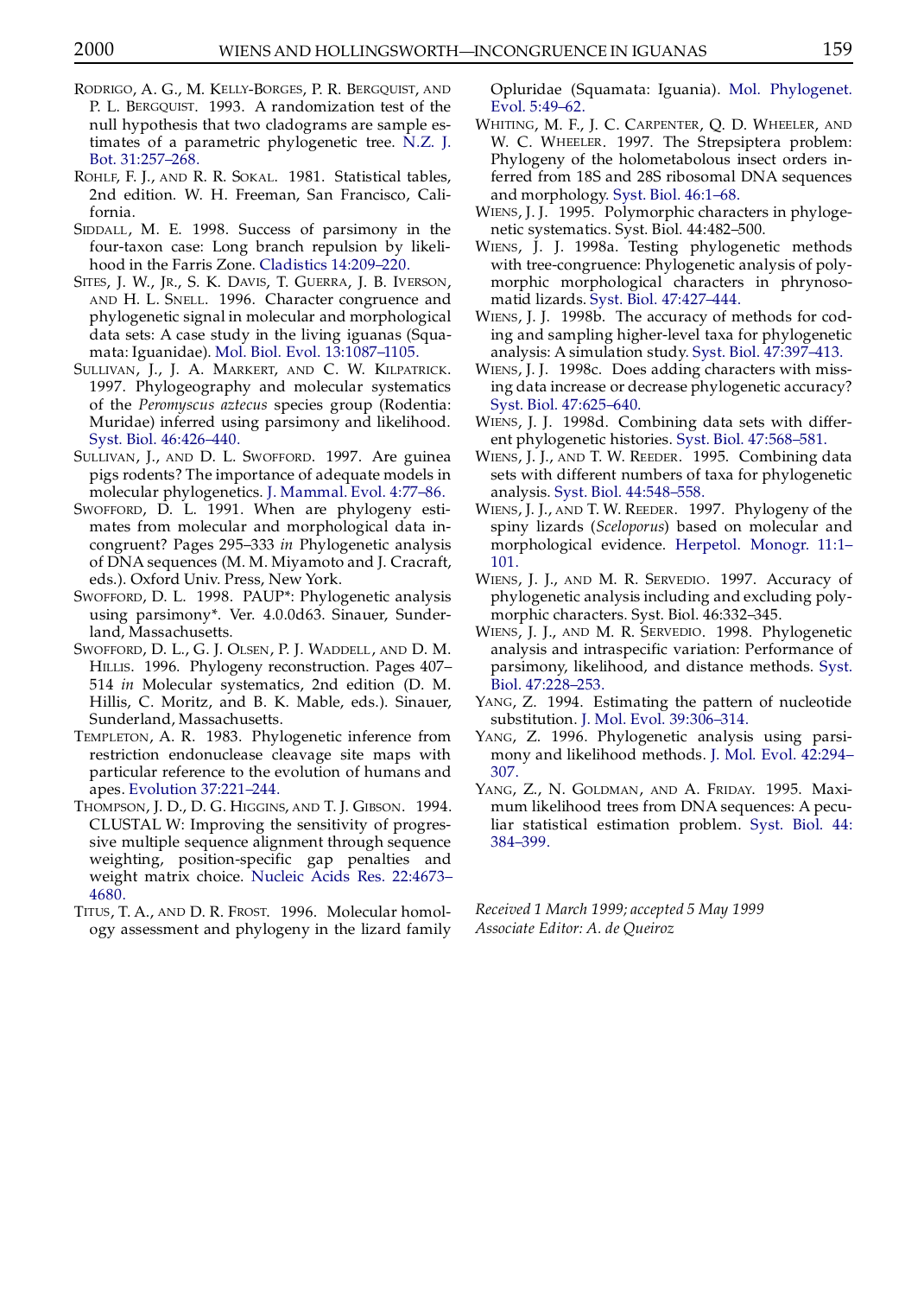Rodrigo, A. G., M. Kelly-Borges, P. R. Bergquist, and P. L. Bergquist. 1993. A randomization test of the null hypothesis that two cladograms are sample estimates of a parametric phylogenetic tree. N.Z. J. Bot. 31:257–268.

Rohlf, F. J., and R. R. Sokal. 1981. Statistical tables, 2nd edition. W. H. Freeman, San Francisco, California.

Siddall, M. E. 1998. Success of parsimony in the four-taxon case: Long branch repulsion by likelihood in the Farris Zone. Cladistics 14:209–220.

Sites, J. W., Jr., S. K. Davis, T. Guerra, J. B. Iverson, and H. L. Snell. 1996. Character congruence and phylogenetic signal in molecular and morphological data sets: A case study in the living iguanas (Squamata: Iguanidae). Mol. Biol. Evol. 13:1087–1105.

Sullivan, J., J. A. Markert, and C. W. Kilpatrick. 1997. Phylogeography and molecular systematics of the *Peromyscus aztecus* species group (Rodentia: Muridae) inferred using parsimony and likelihood. Syst. Biol. 46:426–440.

Sullivan, J., and D. L. Swofford. 1997. Are guinea pigs rodents? The importance of adequate models in molecular phylogenetics. J. Mammal. Evol. 4:77–86.

Swofford, D. L. 1991. When are phylogeny estimates from molecular and morphological data incongruent? Pages 295–333 *in* Phylogenetic analysis of DNA sequences (M. M. Miyamoto and J. Cracraft, eds.). Oxford Univ. Press, New York.

Swofford, D. L. 1998. PAUP*: Phylogenetic analysis using parsimony*. Ver. 4.0.0d63. Sinauer, Sunderland, Massachusetts.

Swofford, D. L., G. J. Olsen, P. J. Waddell, and D. M. Hillis. 1996. Phylogeny reconstruction. Pages 407–514 *in* Molecular systematics, 2nd edition (D. M. Hillis, C. Moritz, and B. K. Mable, eds.). Sinauer, Sunderland, Massachusetts.

Templeton, A. R. 1983. Phylogenetic inference from restriction endonuclease cleavage site maps with particular reference to the evolution of humans and apes. Evolution 37:221–244.

Thompson, J. D., D. G. Higgins, and T. J. Gibson. 1994. CLUSTAL W: Improving the sensitivity of progressive multiple sequence alignment through sequence weighting, position-specific gap penalties and weight matrix choice. Nucleic Acids Res. 22:4673–4680.

Titus, T. A., and D. R. Frost. 1996. Molecular homology assessment and phylogeny in the lizard family Opluridae (Squamata: Iguania). Mol. Phylogenet. Evol. 5:49–62.

Whiting, M. F., J. C. Carpenter, Q. D. Wheeler, and W. C. Wheeler. 1997. The Strepsiptera problem: Phylogeny of the holometabolous insect orders inferred from 18S and 28S ribosomal DNA sequences and morphology. Syst. Biol. 46:1–68.

Wiens, J. J. 1995. Polymorphic characters in phylogenetic systematics. Syst. Biol. 44:482–500.

Wiens, J. J. 1998a. Testing phylogenetic methods with tree-congruence: Phylogenetic analysis of polymorphic morphological characters in phrynosomatid lizards. Syst. Biol. 47:427–444.

Wiens, J. J. 1998b. The accuracy of methods for coding and sampling higher-level taxa for phylogenetic analysis: A simulation study. Syst. Biol. 47:397–413.

Wiens, J. J. 1998c. Does adding characters with missing data increase or decrease phylogenetic accuracy? Syst. Biol. 47:625–640.

Wiens, J. J. 1998d. Combining data sets with different phylogenetic histories. Syst. Biol. 47:568–581.

Wiens, J. J., and T. W. Reeder. 1995. Combining data sets with different numbers of taxa for phylogenetic analysis. Syst. Biol. 44:548–558.

Wiens, J. J., and T. W. Reeder. 1997. Phylogeny of the spiny lizards (*Sceloporus*) based on molecular and morphological evidence. Herpetol. Monogr. 11:1–101.

Wiens, J. J., and M. R. Servedio. 1997. Accuracy of phylogenetic analysis including and excluding polymorphic characters. Syst. Biol. 46:332–345.

Wiens, J. J., and M. R. Servedio. 1998. Phylogenetic analysis and intraspecific variation: Performance of parsimony, likelihood, and distance methods. Syst. Biol. 47:228–253.

Yang, Z. 1994. Estimating the pattern of nucleotide substitution. J. Mol. Evol. 39:306–314.

Yang, Z. 1996. Phylogenetic analysis using parsimony and likelihood methods. J. Mol. Evol. 42:294–307.

Yang, Z., N. Goldman, and A. Friday. 1995. Maximum likelihood trees from DNA sequences: A peculiar statistical estimation problem. Syst. Biol. 44:384–399.

*Received 1 March 1999; accepted 5 May 1999*
*Associate Editor: A. de Queiroz*